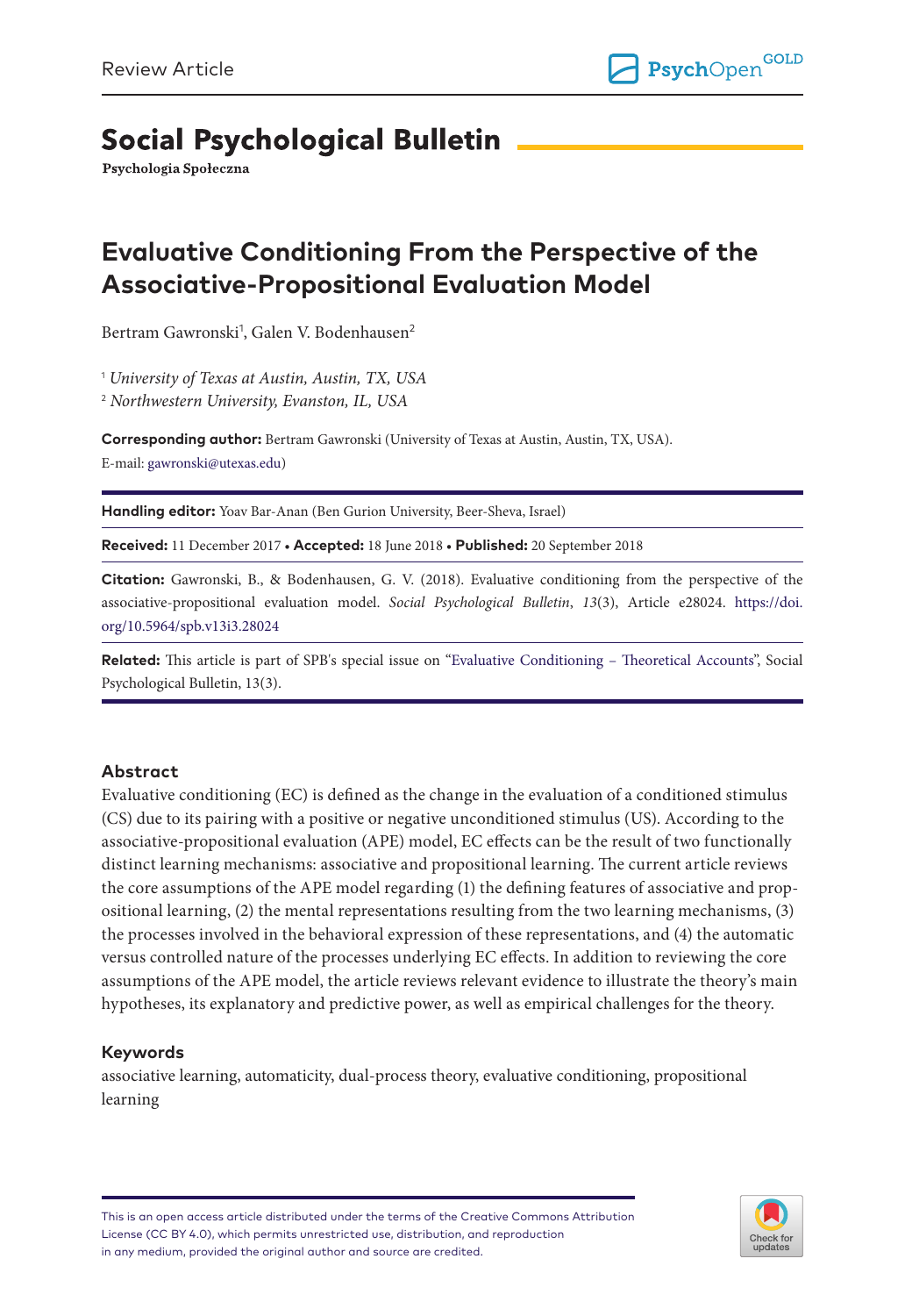Review Article

# Social Psychological Bulletin

**Psychologia Społeczna**

## Evaluative Conditioning From the Perspective of the Associative-Propositional Evaluation Model

Bertram Gawronski[1], Galen V. Bodenhausen[2]

[1] *University of Texas at Austin, Austin, TX, USA*

[2] *Northwestern University, Evanston, IL, USA*

**Corresponding author:** Bertram Gawronski (University of Texas at Austin, Austin, TX, USA). E-mail: gawronski@utexas.edu)

**Handling editor:** Yoav Bar-Anan (Ben Gurion University, Beer-Sheva, Israel)

**Received:** 11 December 2017 • **Accepted:** 18 June 2018 • **Published:** 20 September 2018

**Citation:** Gawronski, B., & Bodenhausen, G. V. (2018). Evaluative conditioning from the perspective of the associative-propositional evaluation model. *Social Psychological Bulletin*, *13*(3), Article e28024. https://doi.org/10.5964/spb.v13i3.28024

**Related:** This article is part of SPB's special issue on "Evaluative Conditioning – Theoretical Accounts", Social Psychological Bulletin, 13(3).

### Abstract

Evaluative conditioning (EC) is defined as the change in the evaluation of a conditioned stimulus (CS) due to its pairing with a positive or negative unconditioned stimulus (US). According to the associative-propositional evaluation (APE) model, EC effects can be the result of two functionally distinct learning mechanisms: associative and propositional learning. The current article reviews the core assumptions of the APE model regarding (1) the defining features of associative and propositional learning, (2) the mental representations resulting from the two learning mechanisms, (3) the processes involved in the behavioral expression of these representations, and (4) the automatic versus controlled nature of the processes underlying EC effects. In addition to reviewing the core assumptions of the APE model, the article reviews relevant evidence to illustrate the theory's main hypotheses, its explanatory and predictive power, as well as empirical challenges for the theory.

### Keywords

associative learning, automaticity, dual-process theory, evaluative conditioning, propositional learning

This is an open access article distributed under the terms of the Creative Commons Attribution License (CC BY 4.0), which permits unrestricted use, distribution, and reproduction in any medium, provided the original author and source are credited.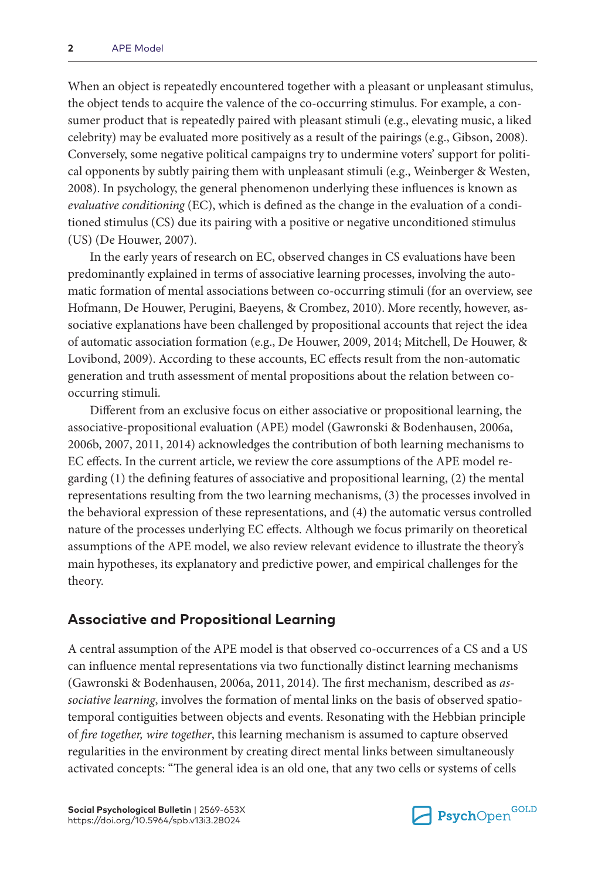When an object is repeatedly encountered together with a pleasant or unpleasant stimulus, the object tends to acquire the valence of the co-occurring stimulus. For example, a consumer product that is repeatedly paired with pleasant stimuli (e.g., elevating music, a liked celebrity) may be evaluated more positively as a result of the pairings (e.g., Gibson, 2008). Conversely, some negative political campaigns try to undermine voters' support for political opponents by subtly pairing them with unpleasant stimuli (e.g., Weinberger & Westen, 2008). In psychology, the general phenomenon underlying these influences is known as *evaluative conditioning* (EC), which is defined as the change in the evaluation of a conditioned stimulus (CS) due its pairing with a positive or negative unconditioned stimulus (US) (De Houwer, 2007).

In the early years of research on EC, observed changes in CS evaluations have been predominantly explained in terms of associative learning processes, involving the automatic formation of mental associations between co-occurring stimuli (for an overview, see Hofmann, De Houwer, Perugini, Baeyens, & Crombez, 2010). More recently, however, associative explanations have been challenged by propositional accounts that reject the idea of automatic association formation (e.g., De Houwer, 2009, 2014; Mitchell, De Houwer, & Lovibond, 2009). According to these accounts, EC effects result from the non-automatic generation and truth assessment of mental propositions about the relation between co-occurring stimuli.

Different from an exclusive focus on either associative or propositional learning, the associative-propositional evaluation (APE) model (Gawronski & Bodenhausen, 2006a, 2006b, 2007, 2011, 2014) acknowledges the contribution of both learning mechanisms to EC effects. In the current article, we review the core assumptions of the APE model regarding (1) the defining features of associative and propositional learning, (2) the mental representations resulting from the two learning mechanisms, (3) the processes involved in the behavioral expression of these representations, and (4) the automatic versus controlled nature of the processes underlying EC effects. Although we focus primarily on theoretical assumptions of the APE model, we also review relevant evidence to illustrate the theory's main hypotheses, its explanatory and predictive power, and empirical challenges for the theory.

## Associative and Propositional Learning

A central assumption of the APE model is that observed co-occurrences of a CS and a US can influence mental representations via two functionally distinct learning mechanisms (Gawronski & Bodenhausen, 2006a, 2011, 2014). The first mechanism, described as *associative learning*, involves the formation of mental links on the basis of observed spatio-temporal contiguities between objects and events. Resonating with the Hebbian principle of *fire together, wire together*, this learning mechanism is assumed to capture observed regularities in the environment by creating direct mental links between simultaneously activated concepts: "The general idea is an old one, that any two cells or systems of cells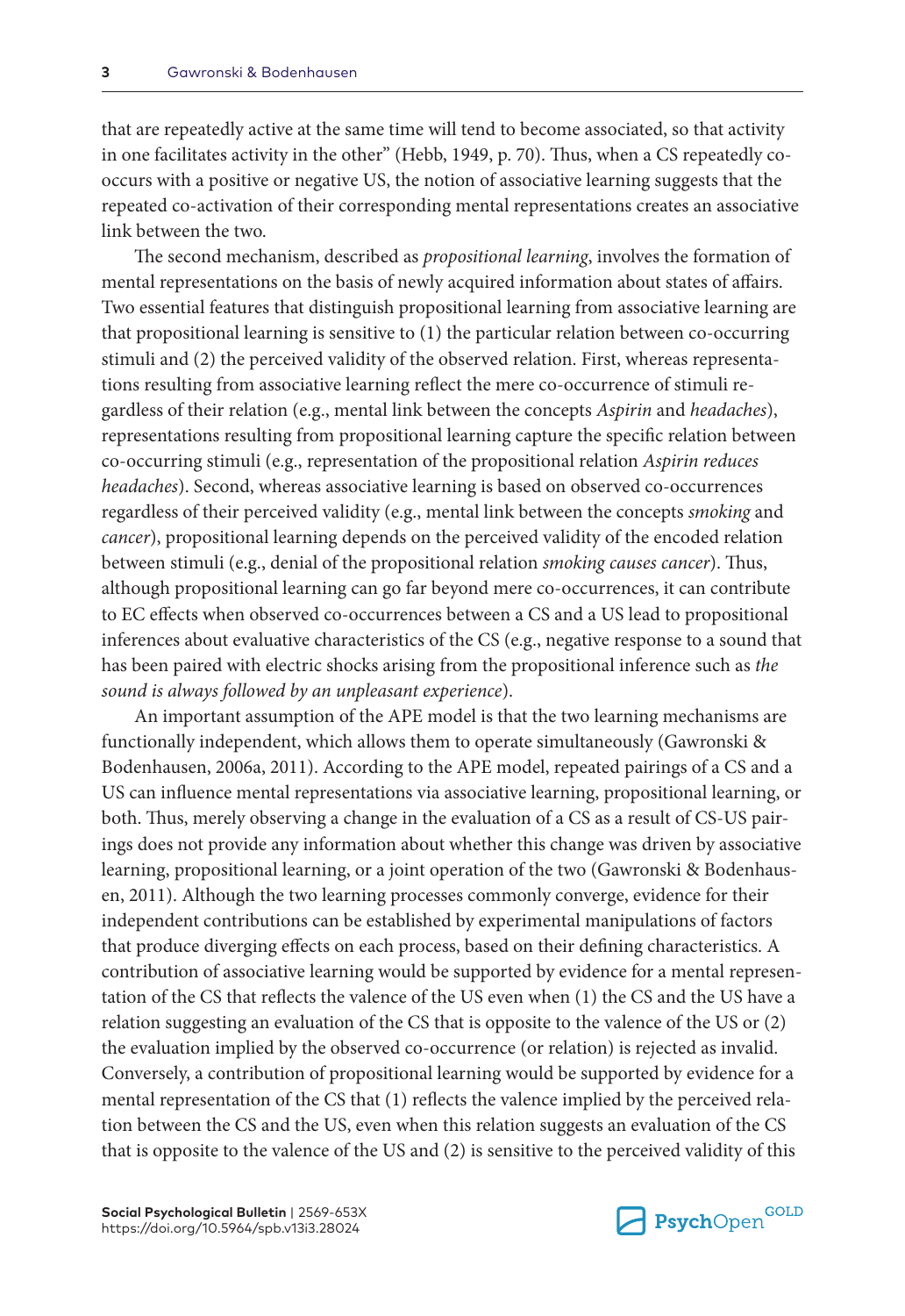that are repeatedly active at the same time will tend to become associated, so that activity in one facilitates activity in the other" (Hebb, 1949, p. 70). Thus, when a CS repeatedly co-occurs with a positive or negative US, the notion of associative learning suggests that the repeated co-activation of their corresponding mental representations creates an associative link between the two.

The second mechanism, described as *propositional learning*, involves the formation of mental representations on the basis of newly acquired information about states of affairs. Two essential features that distinguish propositional learning from associative learning are that propositional learning is sensitive to (1) the particular relation between co-occurring stimuli and (2) the perceived validity of the observed relation. First, whereas representations resulting from associative learning reflect the mere co-occurrence of stimuli regardless of their relation (e.g., mental link between the concepts *Aspirin* and *headaches*), representations resulting from propositional learning capture the specific relation between co-occurring stimuli (e.g., representation of the propositional relation *Aspirin reduces headaches*). Second, whereas associative learning is based on observed co-occurrences regardless of their perceived validity (e.g., mental link between the concepts *smoking* and *cancer*), propositional learning depends on the perceived validity of the encoded relation between stimuli (e.g., denial of the propositional relation *smoking causes cancer*). Thus, although propositional learning can go far beyond mere co-occurrences, it can contribute to EC effects when observed co-occurrences between a CS and a US lead to propositional inferences about evaluative characteristics of the CS (e.g., negative response to a sound that has been paired with electric shocks arising from the propositional inference such as *the sound is always followed by an unpleasant experience*).

An important assumption of the APE model is that the two learning mechanisms are functionally independent, which allows them to operate simultaneously (Gawronski & Bodenhausen, 2006a, 2011). According to the APE model, repeated pairings of a CS and a US can influence mental representations via associative learning, propositional learning, or both. Thus, merely observing a change in the evaluation of a CS as a result of CS-US pairings does not provide any information about whether this change was driven by associative learning, propositional learning, or a joint operation of the two (Gawronski & Bodenhausen, 2011). Although the two learning processes commonly converge, evidence for their independent contributions can be established by experimental manipulations of factors that produce diverging effects on each process, based on their defining characteristics. A contribution of associative learning would be supported by evidence for a mental representation of the CS that reflects the valence of the US even when (1) the CS and the US have a relation suggesting an evaluation of the CS that is opposite to the valence of the US or (2) the evaluation implied by the observed co-occurrence (or relation) is rejected as invalid. Conversely, a contribution of propositional learning would be supported by evidence for a mental representation of the CS that (1) reflects the valence implied by the perceived relation between the CS and the US, even when this relation suggests an evaluation of the CS that is opposite to the valence of the US and (2) is sensitive to the perceived validity of this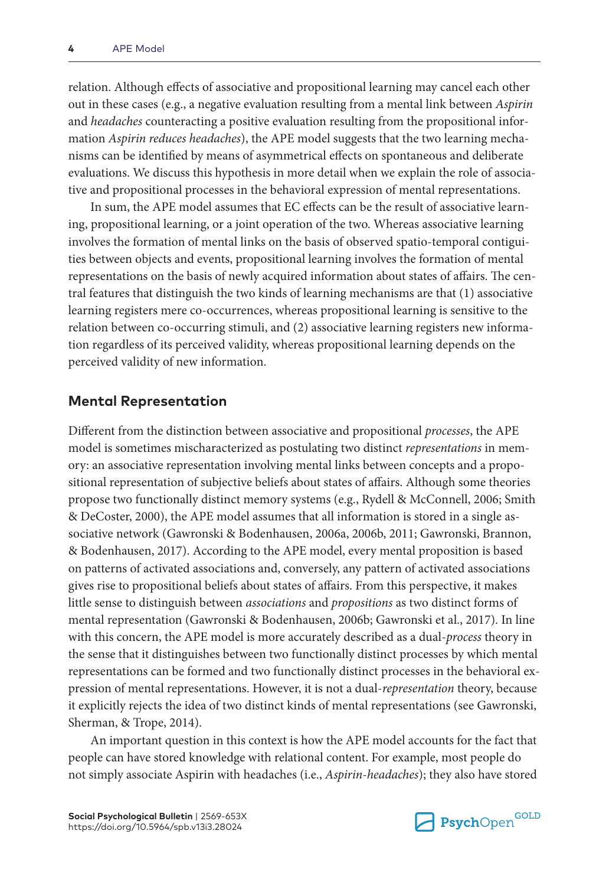relation. Although effects of associative and propositional learning may cancel each other out in these cases (e.g., a negative evaluation resulting from a mental link between *Aspirin* and *headaches* counteracting a positive evaluation resulting from the propositional information *Aspirin reduces headaches*), the APE model suggests that the two learning mechanisms can be identified by means of asymmetrical effects on spontaneous and deliberate evaluations. We discuss this hypothesis in more detail when we explain the role of associative and propositional processes in the behavioral expression of mental representations.

In sum, the APE model assumes that EC effects can be the result of associative learning, propositional learning, or a joint operation of the two. Whereas associative learning involves the formation of mental links on the basis of observed spatio-temporal contiguities between objects and events, propositional learning involves the formation of mental representations on the basis of newly acquired information about states of affairs. The central features that distinguish the two kinds of learning mechanisms are that (1) associative learning registers mere co-occurrences, whereas propositional learning is sensitive to the relation between co-occurring stimuli, and (2) associative learning registers new information regardless of its perceived validity, whereas propositional learning depends on the perceived validity of new information.

## Mental Representation

Different from the distinction between associative and propositional *processes*, the APE model is sometimes mischaracterized as postulating two distinct *representations* in memory: an associative representation involving mental links between concepts and a propositional representation of subjective beliefs about states of affairs. Although some theories propose two functionally distinct memory systems (e.g., Rydell & McConnell, 2006; Smith & DeCoster, 2000), the APE model assumes that all information is stored in a single associative network (Gawronski & Bodenhausen, 2006a, 2006b, 2011; Gawronski, Brannon, & Bodenhausen, 2017). According to the APE model, every mental proposition is based on patterns of activated associations and, conversely, any pattern of activated associations gives rise to propositional beliefs about states of affairs. From this perspective, it makes little sense to distinguish between *associations* and *propositions* as two distinct forms of mental representation (Gawronski & Bodenhausen, 2006b; Gawronski et al., 2017). In line with this concern, the APE model is more accurately described as a dual-*process* theory in the sense that it distinguishes between two functionally distinct processes by which mental representations can be formed and two functionally distinct processes in the behavioral expression of mental representations. However, it is not a dual-*representation* theory, because it explicitly rejects the idea of two distinct kinds of mental representations (see Gawronski, Sherman, & Trope, 2014).

An important question in this context is how the APE model accounts for the fact that people can have stored knowledge with relational content. For example, most people do not simply associate Aspirin with headaches (i.e., *Aspirin-headaches*); they also have stored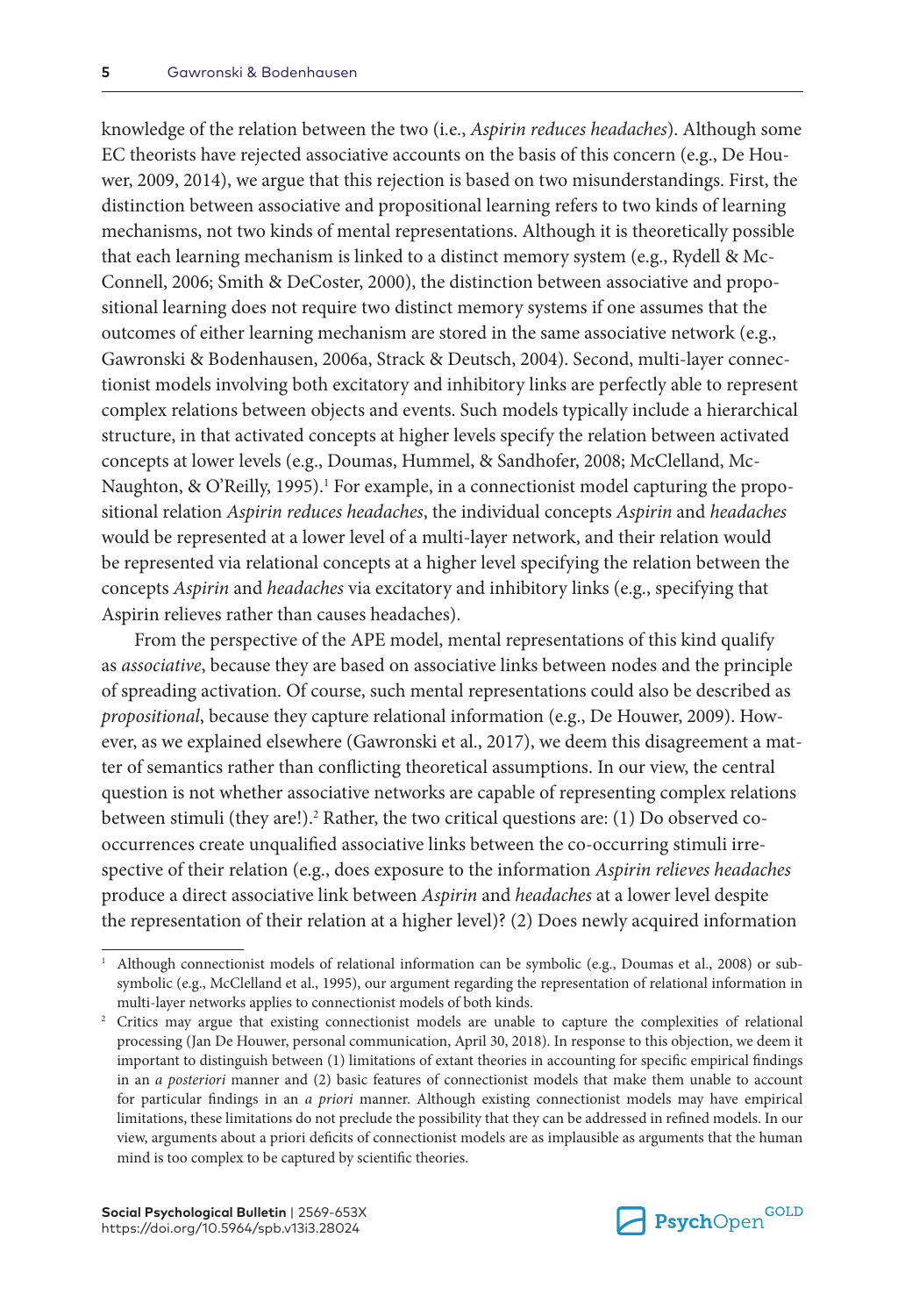knowledge of the relation between the two (i.e., *Aspirin reduces headaches*). Although some EC theorists have rejected associative accounts on the basis of this concern (e.g., De Houwer, 2009, 2014), we argue that this rejection is based on two misunderstandings. First, the distinction between associative and propositional learning refers to two kinds of learning mechanisms, not two kinds of mental representations. Although it is theoretically possible that each learning mechanism is linked to a distinct memory system (e.g., Rydell & McConnell, 2006; Smith & DeCoster, 2000), the distinction between associative and propositional learning does not require two distinct memory systems if one assumes that the outcomes of either learning mechanism are stored in the same associative network (e.g., Gawronski & Bodenhausen, 2006a, Strack & Deutsch, 2004). Second, multi-layer connectionist models involving both excitatory and inhibitory links are perfectly able to represent complex relations between objects and events. Such models typically include a hierarchical structure, in that activated concepts at higher levels specify the relation between activated concepts at lower levels (e.g., Doumas, Hummel, & Sandhofer, 2008; McClelland, McNaughton, & O'Reilly, 1995).[1] For example, in a connectionist model capturing the propositional relation *Aspirin reduces headaches*, the individual concepts *Aspirin* and *headaches* would be represented at a lower level of a multi-layer network, and their relation would be represented via relational concepts at a higher level specifying the relation between the concepts *Aspirin* and *headaches* via excitatory and inhibitory links (e.g., specifying that Aspirin relieves rather than causes headaches).

From the perspective of the APE model, mental representations of this kind qualify as *associative*, because they are based on associative links between nodes and the principle of spreading activation. Of course, such mental representations could also be described as *propositional*, because they capture relational information (e.g., De Houwer, 2009). However, as we explained elsewhere (Gawronski et al., 2017), we deem this disagreement a matter of semantics rather than conflicting theoretical assumptions. In our view, the central question is not whether associative networks are capable of representing complex relations between stimuli (they are!).[2] Rather, the two critical questions are: (1) Do observed co-occurrences create unqualified associative links between the co-occurring stimuli irrespective of their relation (e.g., does exposure to the information *Aspirin relieves headaches* produce a direct associative link between *Aspirin* and *headaches* at a lower level despite the representation of their relation at a higher level)? (2) Does newly acquired information

[1] Although connectionist models of relational information can be symbolic (e.g., Doumas et al., 2008) or subsymbolic (e.g., McClelland et al., 1995), our argument regarding the representation of relational information in multi-layer networks applies to connectionist models of both kinds.

[2] Critics may argue that existing connectionist models are unable to capture the complexities of relational processing (Jan De Houwer, personal communication, April 30, 2018). In response to this objection, we deem it important to distinguish between (1) limitations of extant theories in accounting for specific empirical findings in an *a posteriori* manner and (2) basic features of connectionist models that make them unable to account for particular findings in an *a priori* manner. Although existing connectionist models may have empirical limitations, these limitations do not preclude the possibility that they can be addressed in refined models. In our view, arguments about a priori deficits of connectionist models are as implausible as arguments that the human mind is too complex to be captured by scientific theories.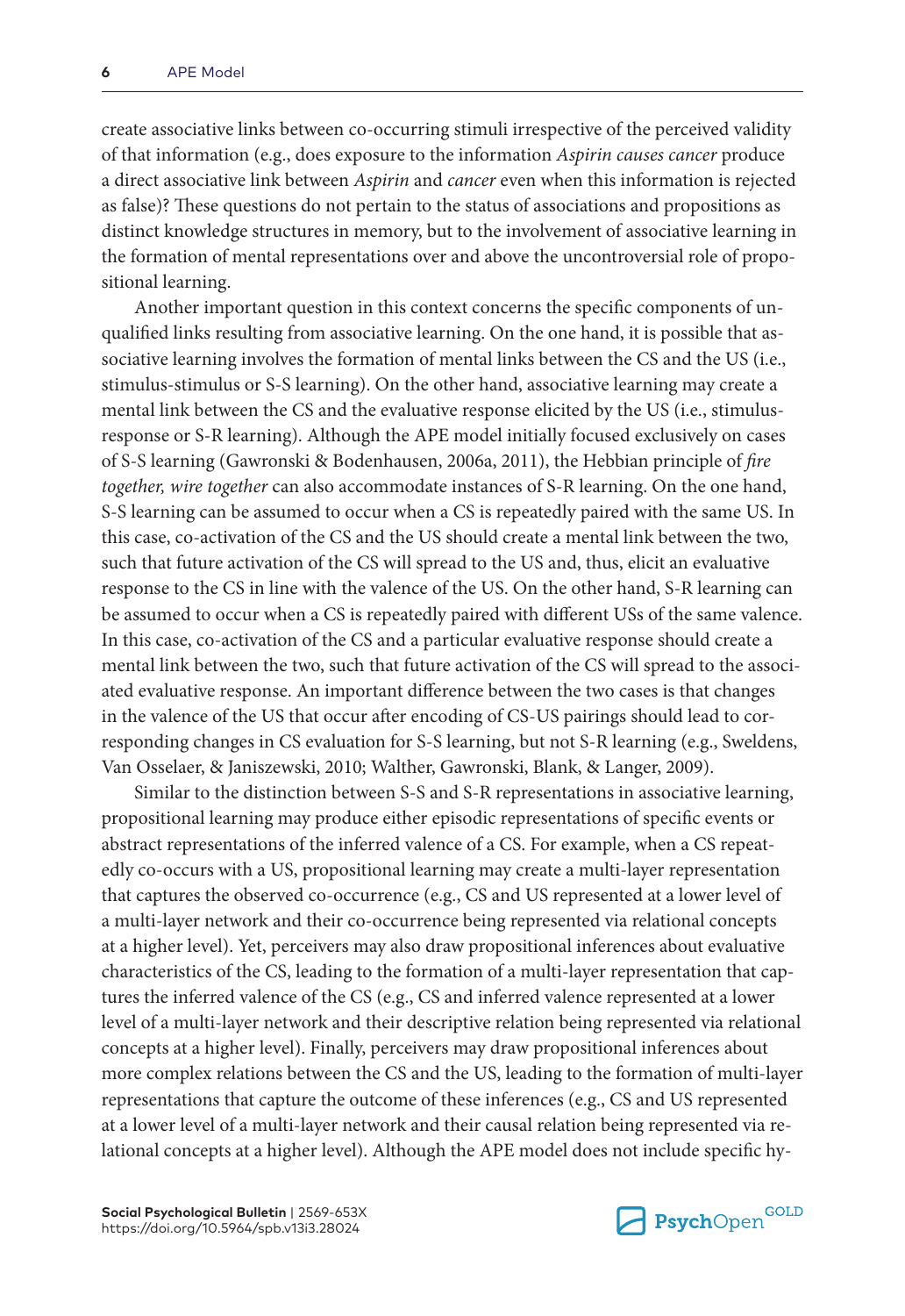create associative links between co-occurring stimuli irrespective of the perceived validity of that information (e.g., does exposure to the information *Aspirin causes cancer* produce a direct associative link between *Aspirin* and *cancer* even when this information is rejected as false)? These questions do not pertain to the status of associations and propositions as distinct knowledge structures in memory, but to the involvement of associative learning in the formation of mental representations over and above the uncontroversial role of propositional learning.

Another important question in this context concerns the specific components of unqualified links resulting from associative learning. On the one hand, it is possible that associative learning involves the formation of mental links between the CS and the US (i.e., stimulus-stimulus or S-S learning). On the other hand, associative learning may create a mental link between the CS and the evaluative response elicited by the US (i.e., stimulus-response or S-R learning). Although the APE model initially focused exclusively on cases of S-S learning (Gawronski & Bodenhausen, 2006a, 2011), the Hebbian principle of *fire together, wire together* can also accommodate instances of S-R learning. On the one hand, S-S learning can be assumed to occur when a CS is repeatedly paired with the same US. In this case, co-activation of the CS and the US should create a mental link between the two, such that future activation of the CS will spread to the US and, thus, elicit an evaluative response to the CS in line with the valence of the US. On the other hand, S-R learning can be assumed to occur when a CS is repeatedly paired with different USs of the same valence. In this case, co-activation of the CS and a particular evaluative response should create a mental link between the two, such that future activation of the CS will spread to the associated evaluative response. An important difference between the two cases is that changes in the valence of the US that occur after encoding of CS-US pairings should lead to corresponding changes in CS evaluation for S-S learning, but not S-R learning (e.g., Sweldens, Van Osselaer, & Janiszewski, 2010; Walther, Gawronski, Blank, & Langer, 2009).

Similar to the distinction between S-S and S-R representations in associative learning, propositional learning may produce either episodic representations of specific events or abstract representations of the inferred valence of a CS. For example, when a CS repeatedly co-occurs with a US, propositional learning may create a multi-layer representation that captures the observed co-occurrence (e.g., CS and US represented at a lower level of a multi-layer network and their co-occurrence being represented via relational concepts at a higher level). Yet, perceivers may also draw propositional inferences about evaluative characteristics of the CS, leading to the formation of a multi-layer representation that captures the inferred valence of the CS (e.g., CS and inferred valence represented at a lower level of a multi-layer network and their descriptive relation being represented via relational concepts at a higher level). Finally, perceivers may draw propositional inferences about more complex relations between the CS and the US, leading to the formation of multi-layer representations that capture the outcome of these inferences (e.g., CS and US represented at a lower level of a multi-layer network and their causal relation being represented via relational concepts at a higher level). Although the APE model does not include specific hy-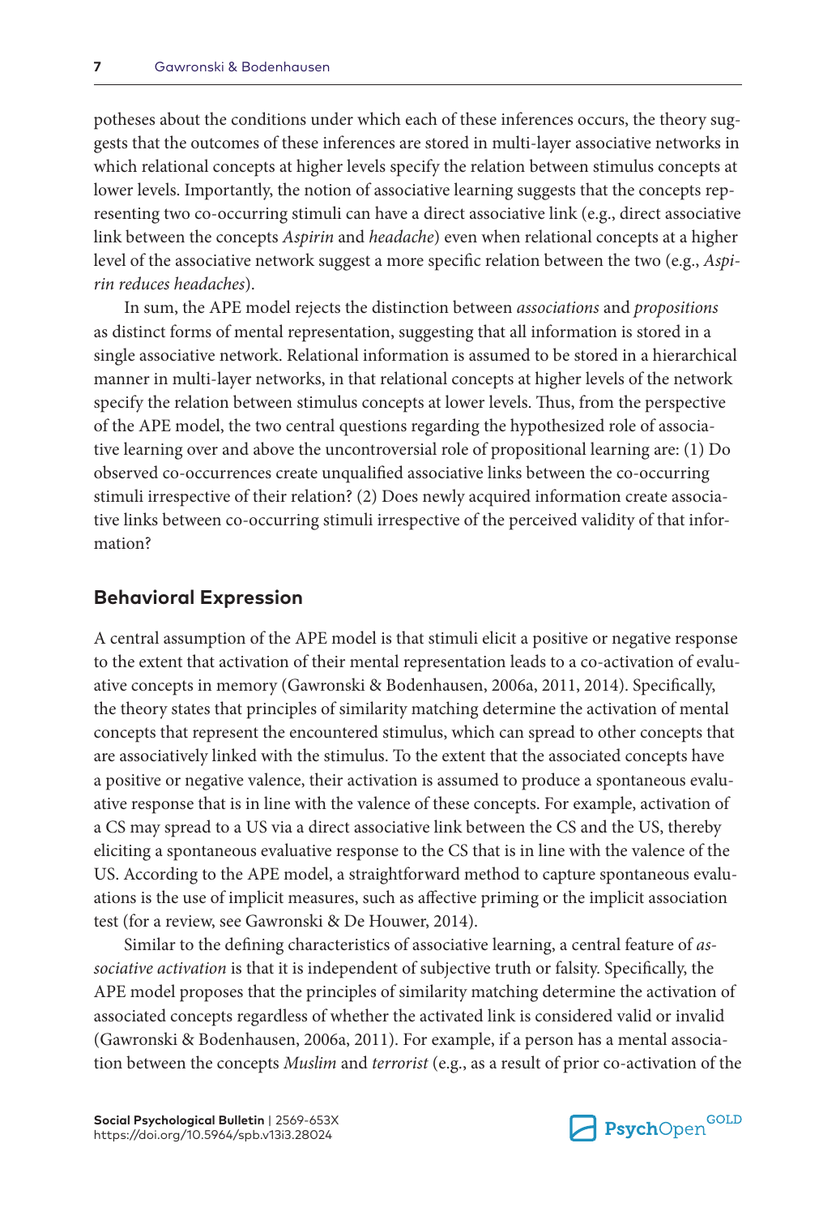potheses about the conditions under which each of these inferences occurs, the theory suggests that the outcomes of these inferences are stored in multi-layer associative networks in which relational concepts at higher levels specify the relation between stimulus concepts at lower levels. Importantly, the notion of associative learning suggests that the concepts representing two co-occurring stimuli can have a direct associative link (e.g., direct associative link between the concepts *Aspirin* and *headache*) even when relational concepts at a higher level of the associative network suggest a more specific relation between the two (e.g., *Aspirin reduces headaches*).

In sum, the APE model rejects the distinction between *associations* and *propositions* as distinct forms of mental representation, suggesting that all information is stored in a single associative network. Relational information is assumed to be stored in a hierarchical manner in multi-layer networks, in that relational concepts at higher levels of the network specify the relation between stimulus concepts at lower levels. Thus, from the perspective of the APE model, the two central questions regarding the hypothesized role of associative learning over and above the uncontroversial role of propositional learning are: (1) Do observed co-occurrences create unqualified associative links between the co-occurring stimuli irrespective of their relation? (2) Does newly acquired information create associative links between co-occurring stimuli irrespective of the perceived validity of that information?

## Behavioral Expression

A central assumption of the APE model is that stimuli elicit a positive or negative response to the extent that activation of their mental representation leads to a co-activation of evaluative concepts in memory (Gawronski & Bodenhausen, 2006a, 2011, 2014). Specifically, the theory states that principles of similarity matching determine the activation of mental concepts that represent the encountered stimulus, which can spread to other concepts that are associatively linked with the stimulus. To the extent that the associated concepts have a positive or negative valence, their activation is assumed to produce a spontaneous evaluative response that is in line with the valence of these concepts. For example, activation of a CS may spread to a US via a direct associative link between the CS and the US, thereby eliciting a spontaneous evaluative response to the CS that is in line with the valence of the US. According to the APE model, a straightforward method to capture spontaneous evaluations is the use of implicit measures, such as affective priming or the implicit association test (for a review, see Gawronski & De Houwer, 2014).

Similar to the defining characteristics of associative learning, a central feature of *associative activation* is that it is independent of subjective truth or falsity. Specifically, the APE model proposes that the principles of similarity matching determine the activation of associated concepts regardless of whether the activated link is considered valid or invalid (Gawronski & Bodenhausen, 2006a, 2011). For example, if a person has a mental association between the concepts *Muslim* and *terrorist* (e.g., as a result of prior co-activation of the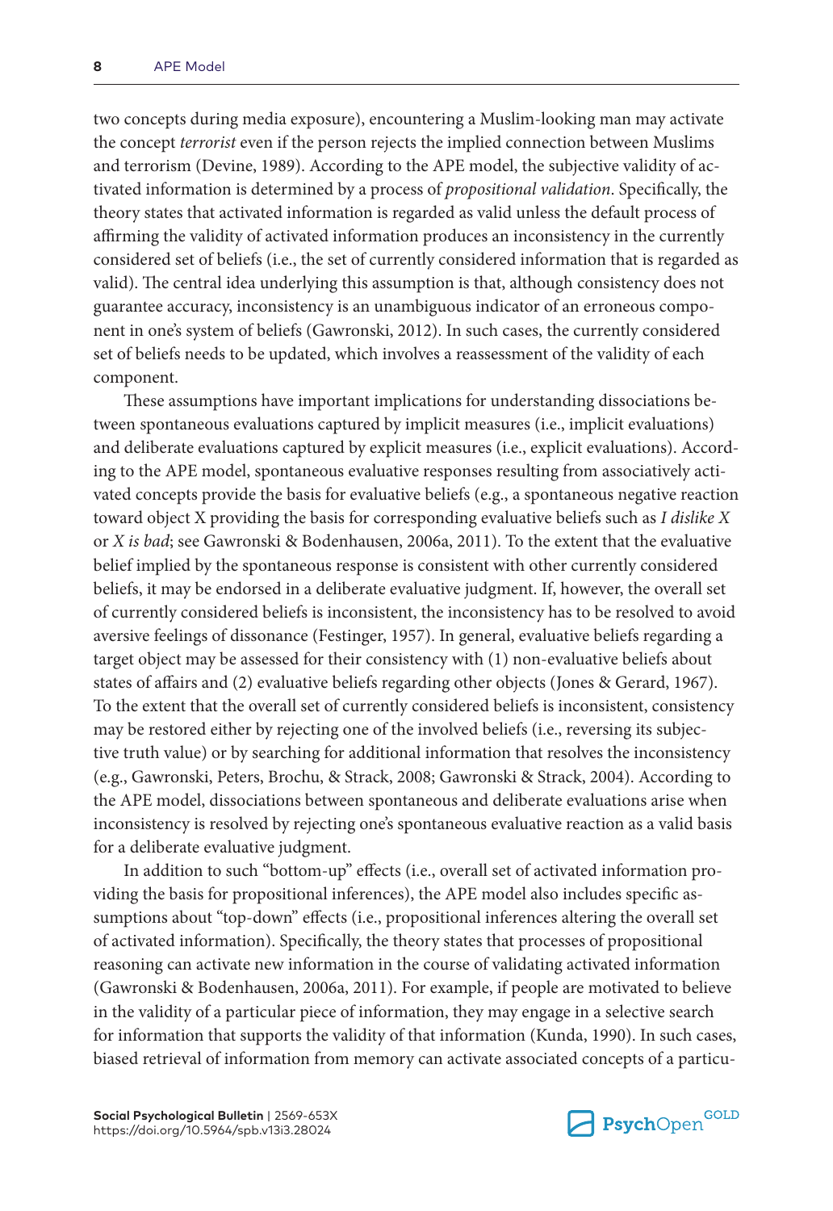two concepts during media exposure), encountering a Muslim-looking man may activate the concept *terrorist* even if the person rejects the implied connection between Muslims and terrorism (Devine, 1989). According to the APE model, the subjective validity of activated information is determined by a process of *propositional validation*. Specifically, the theory states that activated information is regarded as valid unless the default process of affirming the validity of activated information produces an inconsistency in the currently considered set of beliefs (i.e., the set of currently considered information that is regarded as valid). The central idea underlying this assumption is that, although consistency does not guarantee accuracy, inconsistency is an unambiguous indicator of an erroneous component in one's system of beliefs (Gawronski, 2012). In such cases, the currently considered set of beliefs needs to be updated, which involves a reassessment of the validity of each component.

These assumptions have important implications for understanding dissociations between spontaneous evaluations captured by implicit measures (i.e., implicit evaluations) and deliberate evaluations captured by explicit measures (i.e., explicit evaluations). According to the APE model, spontaneous evaluative responses resulting from associatively activated concepts provide the basis for evaluative beliefs (e.g., a spontaneous negative reaction toward object X providing the basis for corresponding evaluative beliefs such as *I dislike X* or *X is bad*; see Gawronski & Bodenhausen, 2006a, 2011). To the extent that the evaluative belief implied by the spontaneous response is consistent with other currently considered beliefs, it may be endorsed in a deliberate evaluative judgment. If, however, the overall set of currently considered beliefs is inconsistent, the inconsistency has to be resolved to avoid aversive feelings of dissonance (Festinger, 1957). In general, evaluative beliefs regarding a target object may be assessed for their consistency with (1) non-evaluative beliefs about states of affairs and (2) evaluative beliefs regarding other objects (Jones & Gerard, 1967). To the extent that the overall set of currently considered beliefs is inconsistent, consistency may be restored either by rejecting one of the involved beliefs (i.e., reversing its subjective truth value) or by searching for additional information that resolves the inconsistency (e.g., Gawronski, Peters, Brochu, & Strack, 2008; Gawronski & Strack, 2004). According to the APE model, dissociations between spontaneous and deliberate evaluations arise when inconsistency is resolved by rejecting one's spontaneous evaluative reaction as a valid basis for a deliberate evaluative judgment.

In addition to such "bottom-up" effects (i.e., overall set of activated information providing the basis for propositional inferences), the APE model also includes specific assumptions about "top-down" effects (i.e., propositional inferences altering the overall set of activated information). Specifically, the theory states that processes of propositional reasoning can activate new information in the course of validating activated information (Gawronski & Bodenhausen, 2006a, 2011). For example, if people are motivated to believe in the validity of a particular piece of information, they may engage in a selective search for information that supports the validity of that information (Kunda, 1990). In such cases, biased retrieval of information from memory can activate associated concepts of a particu-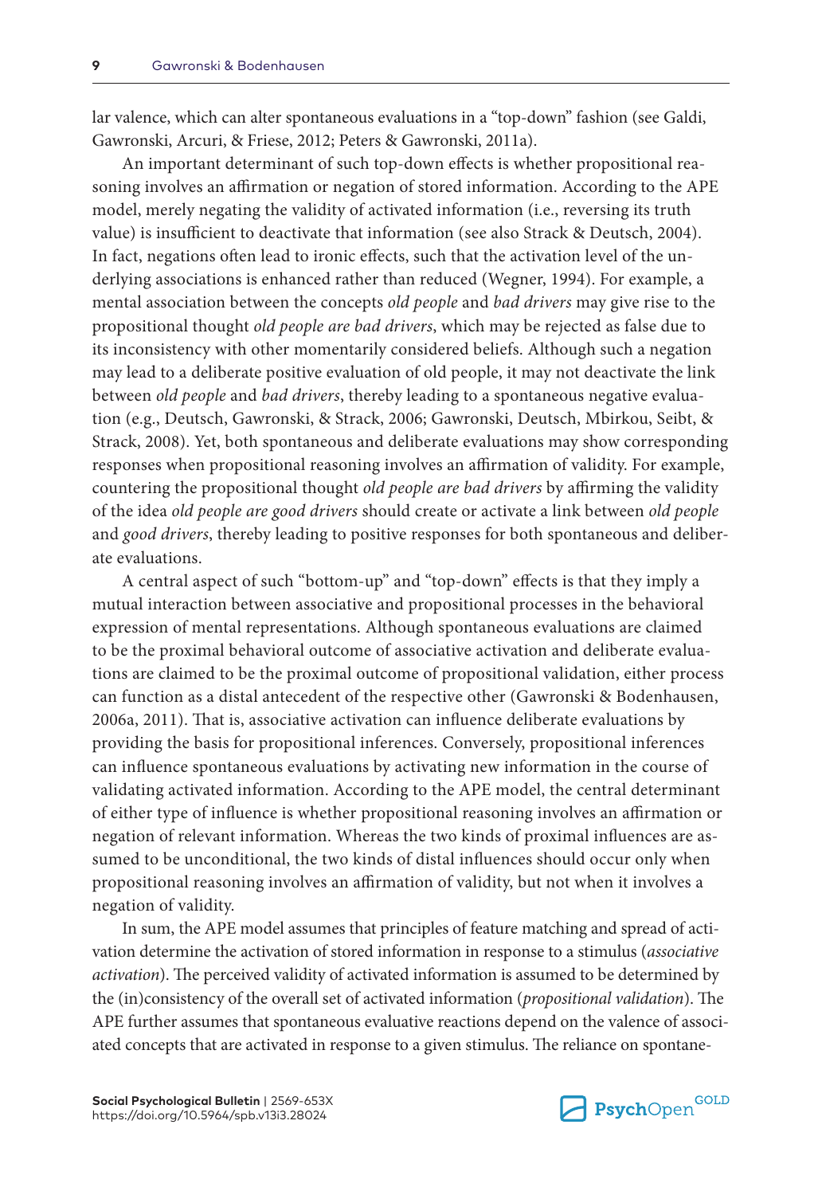lar valence, which can alter spontaneous evaluations in a "top-down" fashion (see Galdi, Gawronski, Arcuri, & Friese, 2012; Peters & Gawronski, 2011a).

An important determinant of such top-down effects is whether propositional reasoning involves an affirmation or negation of stored information. According to the APE model, merely negating the validity of activated information (i.e., reversing its truth value) is insufficient to deactivate that information (see also Strack & Deutsch, 2004). In fact, negations often lead to ironic effects, such that the activation level of the underlying associations is enhanced rather than reduced (Wegner, 1994). For example, a mental association between the concepts *old people* and *bad drivers* may give rise to the propositional thought *old people are bad drivers*, which may be rejected as false due to its inconsistency with other momentarily considered beliefs. Although such a negation may lead to a deliberate positive evaluation of old people, it may not deactivate the link between *old people* and *bad drivers*, thereby leading to a spontaneous negative evaluation (e.g., Deutsch, Gawronski, & Strack, 2006; Gawronski, Deutsch, Mbirkou, Seibt, & Strack, 2008). Yet, both spontaneous and deliberate evaluations may show corresponding responses when propositional reasoning involves an affirmation of validity. For example, countering the propositional thought *old people are bad drivers* by affirming the validity of the idea *old people are good drivers* should create or activate a link between *old people* and *good drivers*, thereby leading to positive responses for both spontaneous and deliberate evaluations.

A central aspect of such "bottom-up" and "top-down" effects is that they imply a mutual interaction between associative and propositional processes in the behavioral expression of mental representations. Although spontaneous evaluations are claimed to be the proximal behavioral outcome of associative activation and deliberate evaluations are claimed to be the proximal outcome of propositional validation, either process can function as a distal antecedent of the respective other (Gawronski & Bodenhausen, 2006a, 2011). That is, associative activation can influence deliberate evaluations by providing the basis for propositional inferences. Conversely, propositional inferences can influence spontaneous evaluations by activating new information in the course of validating activated information. According to the APE model, the central determinant of either type of influence is whether propositional reasoning involves an affirmation or negation of relevant information. Whereas the two kinds of proximal influences are assumed to be unconditional, the two kinds of distal influences should occur only when propositional reasoning involves an affirmation of validity, but not when it involves a negation of validity.

In sum, the APE model assumes that principles of feature matching and spread of activation determine the activation of stored information in response to a stimulus (*associative activation*). The perceived validity of activated information is assumed to be determined by the (in)consistency of the overall set of activated information (*propositional validation*). The APE further assumes that spontaneous evaluative reactions depend on the valence of associated concepts that are activated in response to a given stimulus. The reliance on spontane-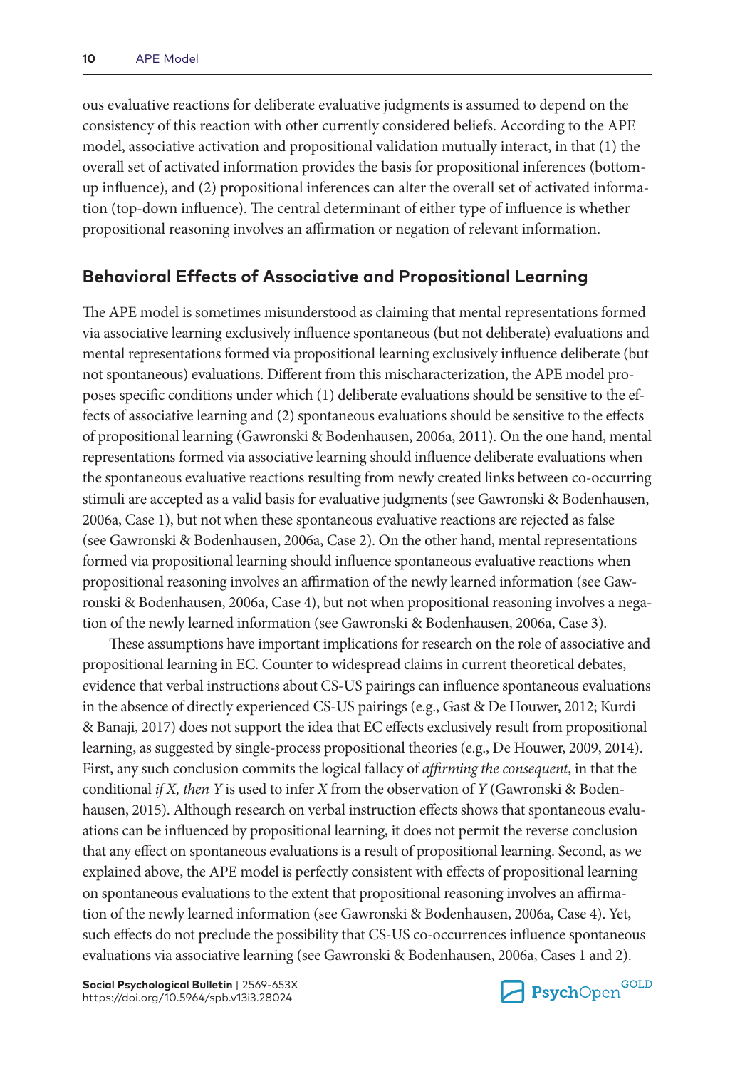ous evaluative reactions for deliberate evaluative judgments is assumed to depend on the consistency of this reaction with other currently considered beliefs. According to the APE model, associative activation and propositional validation mutually interact, in that (1) the overall set of activated information provides the basis for propositional inferences (bottom-up influence), and (2) propositional inferences can alter the overall set of activated information (top-down influence). The central determinant of either type of influence is whether propositional reasoning involves an affirmation or negation of relevant information.

## Behavioral Effects of Associative and Propositional Learning

The APE model is sometimes misunderstood as claiming that mental representations formed via associative learning exclusively influence spontaneous (but not deliberate) evaluations and mental representations formed via propositional learning exclusively influence deliberate (but not spontaneous) evaluations. Different from this mischaracterization, the APE model proposes specific conditions under which (1) deliberate evaluations should be sensitive to the effects of associative learning and (2) spontaneous evaluations should be sensitive to the effects of propositional learning (Gawronski & Bodenhausen, 2006a, 2011). On the one hand, mental representations formed via associative learning should influence deliberate evaluations when the spontaneous evaluative reactions resulting from newly created links between co-occurring stimuli are accepted as a valid basis for evaluative judgments (see Gawronski & Bodenhausen, 2006a, Case 1), but not when these spontaneous evaluative reactions are rejected as false (see Gawronski & Bodenhausen, 2006a, Case 2). On the other hand, mental representations formed via propositional learning should influence spontaneous evaluative reactions when propositional reasoning involves an affirmation of the newly learned information (see Gawronski & Bodenhausen, 2006a, Case 4), but not when propositional reasoning involves a negation of the newly learned information (see Gawronski & Bodenhausen, 2006a, Case 3).

These assumptions have important implications for research on the role of associative and propositional learning in EC. Counter to widespread claims in current theoretical debates, evidence that verbal instructions about CS-US pairings can influence spontaneous evaluations in the absence of directly experienced CS-US pairings (e.g., Gast & De Houwer, 2012; Kurdi & Banaji, 2017) does not support the idea that EC effects exclusively result from propositional learning, as suggested by single-process propositional theories (e.g., De Houwer, 2009, 2014). First, any such conclusion commits the logical fallacy of *affirming the consequent*, in that the conditional *if X, then Y* is used to infer *X* from the observation of *Y* (Gawronski & Bodenhausen, 2015). Although research on verbal instruction effects shows that spontaneous evaluations can be influenced by propositional learning, it does not permit the reverse conclusion that any effect on spontaneous evaluations is a result of propositional learning. Second, as we explained above, the APE model is perfectly consistent with effects of propositional learning on spontaneous evaluations to the extent that propositional reasoning involves an affirmation of the newly learned information (see Gawronski & Bodenhausen, 2006a, Case 4). Yet, such effects do not preclude the possibility that CS-US co-occurrences influence spontaneous evaluations via associative learning (see Gawronski & Bodenhausen, 2006a, Cases 1 and 2).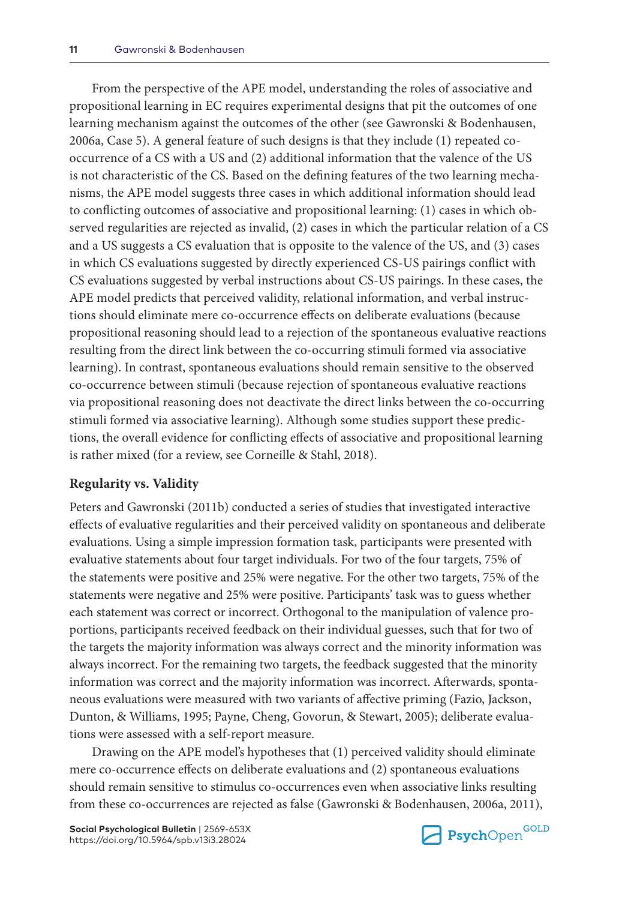From the perspective of the APE model, understanding the roles of associative and propositional learning in EC requires experimental designs that pit the outcomes of one learning mechanism against the outcomes of the other (see Gawronski & Bodenhausen, 2006a, Case 5). A general feature of such designs is that they include (1) repeated co-occurrence of a CS with a US and (2) additional information that the valence of the US is not characteristic of the CS. Based on the defining features of the two learning mechanisms, the APE model suggests three cases in which additional information should lead to conflicting outcomes of associative and propositional learning: (1) cases in which observed regularities are rejected as invalid, (2) cases in which the particular relation of a CS and a US suggests a CS evaluation that is opposite to the valence of the US, and (3) cases in which CS evaluations suggested by directly experienced CS-US pairings conflict with CS evaluations suggested by verbal instructions about CS-US pairings. In these cases, the APE model predicts that perceived validity, relational information, and verbal instructions should eliminate mere co-occurrence effects on deliberate evaluations (because propositional reasoning should lead to a rejection of the spontaneous evaluative reactions resulting from the direct link between the co-occurring stimuli formed via associative learning). In contrast, spontaneous evaluations should remain sensitive to the observed co-occurrence between stimuli (because rejection of spontaneous evaluative reactions via propositional reasoning does not deactivate the direct links between the co-occurring stimuli formed via associative learning). Although some studies support these predictions, the overall evidence for conflicting effects of associative and propositional learning is rather mixed (for a review, see Corneille & Stahl, 2018).

### Regularity vs. Validity

Peters and Gawronski (2011b) conducted a series of studies that investigated interactive effects of evaluative regularities and their perceived validity on spontaneous and deliberate evaluations. Using a simple impression formation task, participants were presented with evaluative statements about four target individuals. For two of the four targets, 75% of the statements were positive and 25% were negative. For the other two targets, 75% of the statements were negative and 25% were positive. Participants' task was to guess whether each statement was correct or incorrect. Orthogonal to the manipulation of valence proportions, participants received feedback on their individual guesses, such that for two of the targets the majority information was always correct and the minority information was always incorrect. For the remaining two targets, the feedback suggested that the minority information was correct and the majority information was incorrect. Afterwards, spontaneous evaluations were measured with two variants of affective priming (Fazio, Jackson, Dunton, & Williams, 1995; Payne, Cheng, Govorun, & Stewart, 2005); deliberate evaluations were assessed with a self-report measure.

Drawing on the APE model's hypotheses that (1) perceived validity should eliminate mere co-occurrence effects on deliberate evaluations and (2) spontaneous evaluations should remain sensitive to stimulus co-occurrences even when associative links resulting from these co-occurrences are rejected as false (Gawronski & Bodenhausen, 2006a, 2011),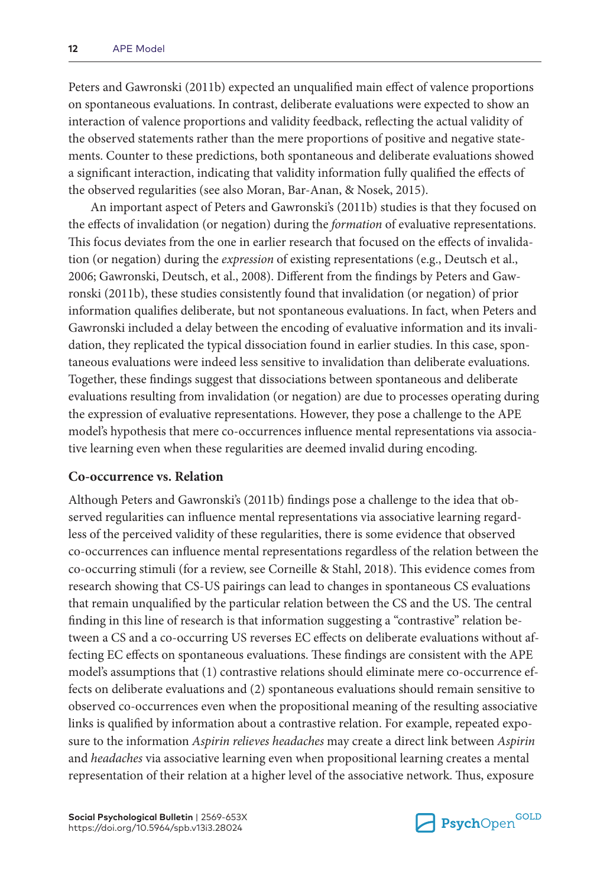Peters and Gawronski (2011b) expected an unqualified main effect of valence proportions on spontaneous evaluations. In contrast, deliberate evaluations were expected to show an interaction of valence proportions and validity feedback, reflecting the actual validity of the observed statements rather than the mere proportions of positive and negative statements. Counter to these predictions, both spontaneous and deliberate evaluations showed a significant interaction, indicating that validity information fully qualified the effects of the observed regularities (see also Moran, Bar-Anan, & Nosek, 2015).

An important aspect of Peters and Gawronski's (2011b) studies is that they focused on the effects of invalidation (or negation) during the *formation* of evaluative representations. This focus deviates from the one in earlier research that focused on the effects of invalidation (or negation) during the *expression* of existing representations (e.g., Deutsch et al., 2006; Gawronski, Deutsch, et al., 2008). Different from the findings by Peters and Gawronski (2011b), these studies consistently found that invalidation (or negation) of prior information qualifies deliberate, but not spontaneous evaluations. In fact, when Peters and Gawronski included a delay between the encoding of evaluative information and its invalidation, they replicated the typical dissociation found in earlier studies. In this case, spontaneous evaluations were indeed less sensitive to invalidation than deliberate evaluations. Together, these findings suggest that dissociations between spontaneous and deliberate evaluations resulting from invalidation (or negation) are due to processes operating during the expression of evaluative representations. However, they pose a challenge to the APE model's hypothesis that mere co-occurrences influence mental representations via associative learning even when these regularities are deemed invalid during encoding.

### Co-occurrence vs. Relation

Although Peters and Gawronski's (2011b) findings pose a challenge to the idea that observed regularities can influence mental representations via associative learning regardless of the perceived validity of these regularities, there is some evidence that observed co-occurrences can influence mental representations regardless of the relation between the co-occurring stimuli (for a review, see Corneille & Stahl, 2018). This evidence comes from research showing that CS-US pairings can lead to changes in spontaneous CS evaluations that remain unqualified by the particular relation between the CS and the US. The central finding in this line of research is that information suggesting a "contrastive" relation between a CS and a co-occurring US reverses EC effects on deliberate evaluations without affecting EC effects on spontaneous evaluations. These findings are consistent with the APE model's assumptions that (1) contrastive relations should eliminate mere co-occurrence effects on deliberate evaluations and (2) spontaneous evaluations should remain sensitive to observed co-occurrences even when the propositional meaning of the resulting associative links is qualified by information about a contrastive relation. For example, repeated exposure to the information *Aspirin relieves headaches* may create a direct link between *Aspirin* and *headaches* via associative learning even when propositional learning creates a mental representation of their relation at a higher level of the associative network. Thus, exposure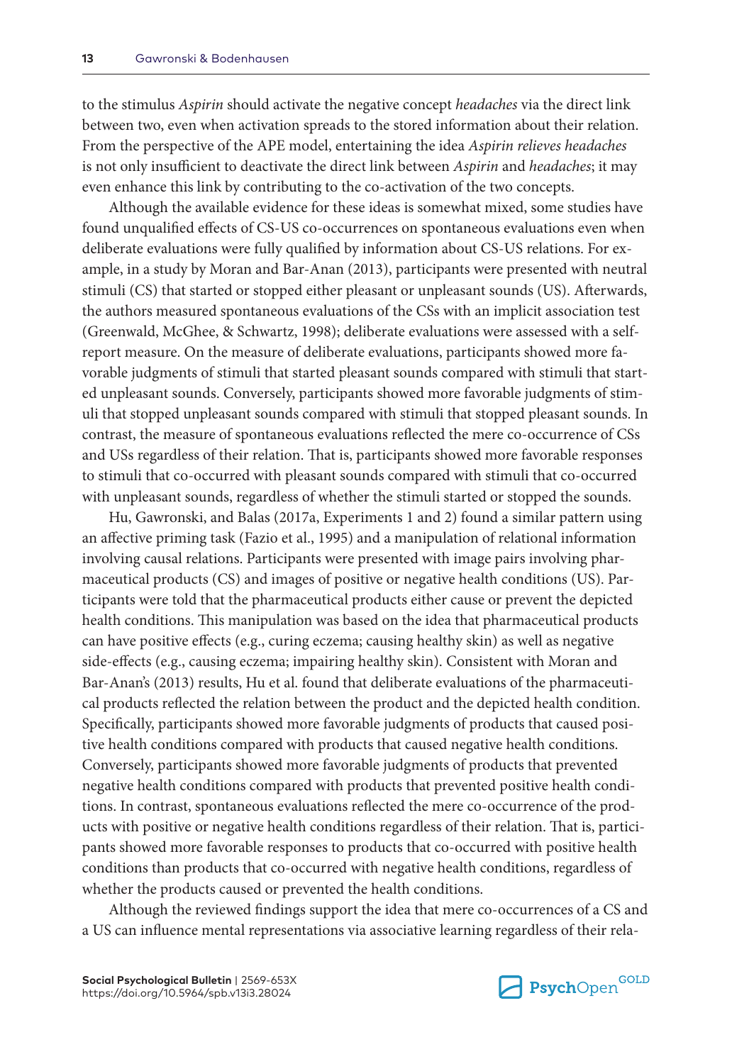to the stimulus *Aspirin* should activate the negative concept *headaches* via the direct link between two, even when activation spreads to the stored information about their relation. From the perspective of the APE model, entertaining the idea *Aspirin relieves headaches* is not only insufficient to deactivate the direct link between *Aspirin* and *headaches*; it may even enhance this link by contributing to the co-activation of the two concepts.

Although the available evidence for these ideas is somewhat mixed, some studies have found unqualified effects of CS-US co-occurrences on spontaneous evaluations even when deliberate evaluations were fully qualified by information about CS-US relations. For example, in a study by Moran and Bar-Anan (2013), participants were presented with neutral stimuli (CS) that started or stopped either pleasant or unpleasant sounds (US). Afterwards, the authors measured spontaneous evaluations of the CSs with an implicit association test (Greenwald, McGhee, & Schwartz, 1998); deliberate evaluations were assessed with a self-report measure. On the measure of deliberate evaluations, participants showed more favorable judgments of stimuli that started pleasant sounds compared with stimuli that started unpleasant sounds. Conversely, participants showed more favorable judgments of stimuli that stopped unpleasant sounds compared with stimuli that stopped pleasant sounds. In contrast, the measure of spontaneous evaluations reflected the mere co-occurrence of CSs and USs regardless of their relation. That is, participants showed more favorable responses to stimuli that co-occurred with pleasant sounds compared with stimuli that co-occurred with unpleasant sounds, regardless of whether the stimuli started or stopped the sounds.

Hu, Gawronski, and Balas (2017a, Experiments 1 and 2) found a similar pattern using an affective priming task (Fazio et al., 1995) and a manipulation of relational information involving causal relations. Participants were presented with image pairs involving pharmaceutical products (CS) and images of positive or negative health conditions (US). Participants were told that the pharmaceutical products either cause or prevent the depicted health conditions. This manipulation was based on the idea that pharmaceutical products can have positive effects (e.g., curing eczema; causing healthy skin) as well as negative side-effects (e.g., causing eczema; impairing healthy skin). Consistent with Moran and Bar-Anan's (2013) results, Hu et al. found that deliberate evaluations of the pharmaceutical products reflected the relation between the product and the depicted health condition. Specifically, participants showed more favorable judgments of products that caused positive health conditions compared with products that caused negative health conditions. Conversely, participants showed more favorable judgments of products that prevented negative health conditions compared with products that prevented positive health conditions. In contrast, spontaneous evaluations reflected the mere co-occurrence of the products with positive or negative health conditions regardless of their relation. That is, participants showed more favorable responses to products that co-occurred with positive health conditions than products that co-occurred with negative health conditions, regardless of whether the products caused or prevented the health conditions.

Although the reviewed findings support the idea that mere co-occurrences of a CS and a US can influence mental representations via associative learning regardless of their rela-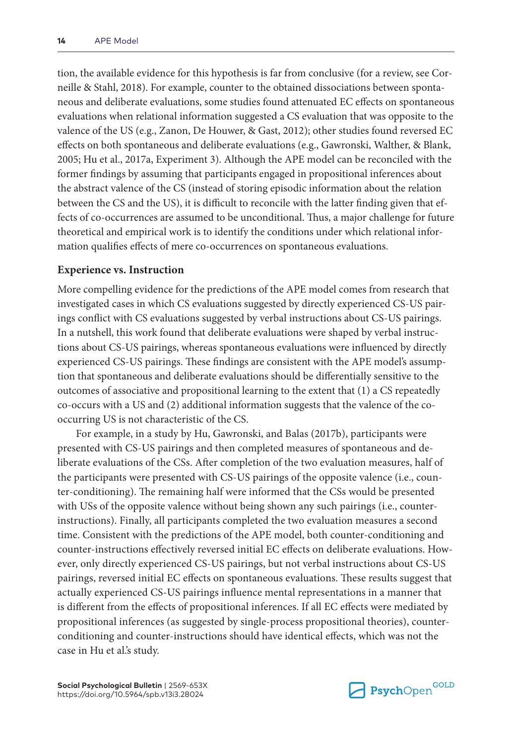tion, the available evidence for this hypothesis is far from conclusive (for a review, see Corneille & Stahl, 2018). For example, counter to the obtained dissociations between spontaneous and deliberate evaluations, some studies found attenuated EC effects on spontaneous evaluations when relational information suggested a CS evaluation that was opposite to the valence of the US (e.g., Zanon, De Houwer, & Gast, 2012); other studies found reversed EC effects on both spontaneous and deliberate evaluations (e.g., Gawronski, Walther, & Blank, 2005; Hu et al., 2017a, Experiment 3). Although the APE model can be reconciled with the former findings by assuming that participants engaged in propositional inferences about the abstract valence of the CS (instead of storing episodic information about the relation between the CS and the US), it is difficult to reconcile with the latter finding given that effects of co-occurrences are assumed to be unconditional. Thus, a major challenge for future theoretical and empirical work is to identify the conditions under which relational information qualifies effects of mere co-occurrences on spontaneous evaluations.

**Experience vs. Instruction**

More compelling evidence for the predictions of the APE model comes from research that investigated cases in which CS evaluations suggested by directly experienced CS-US pairings conflict with CS evaluations suggested by verbal instructions about CS-US pairings. In a nutshell, this work found that deliberate evaluations were shaped by verbal instructions about CS-US pairings, whereas spontaneous evaluations were influenced by directly experienced CS-US pairings. These findings are consistent with the APE model's assumption that spontaneous and deliberate evaluations should be differentially sensitive to the outcomes of associative and propositional learning to the extent that (1) a CS repeatedly co-occurs with a US and (2) additional information suggests that the valence of the co-occurring US is not characteristic of the CS.

For example, in a study by Hu, Gawronski, and Balas (2017b), participants were presented with CS-US pairings and then completed measures of spontaneous and deliberate evaluations of the CSs. After completion of the two evaluation measures, half of the participants were presented with CS-US pairings of the opposite valence (i.e., counter-conditioning). The remaining half were informed that the CSs would be presented with USs of the opposite valence without being shown any such pairings (i.e., counter-instructions). Finally, all participants completed the two evaluation measures a second time. Consistent with the predictions of the APE model, both counter-conditioning and counter-instructions effectively reversed initial EC effects on deliberate evaluations. However, only directly experienced CS-US pairings, but not verbal instructions about CS-US pairings, reversed initial EC effects on spontaneous evaluations. These results suggest that actually experienced CS-US pairings influence mental representations in a manner that is different from the effects of propositional inferences. If all EC effects were mediated by propositional inferences (as suggested by single-process propositional theories), counter-conditioning and counter-instructions should have identical effects, which was not the case in Hu et al.'s study.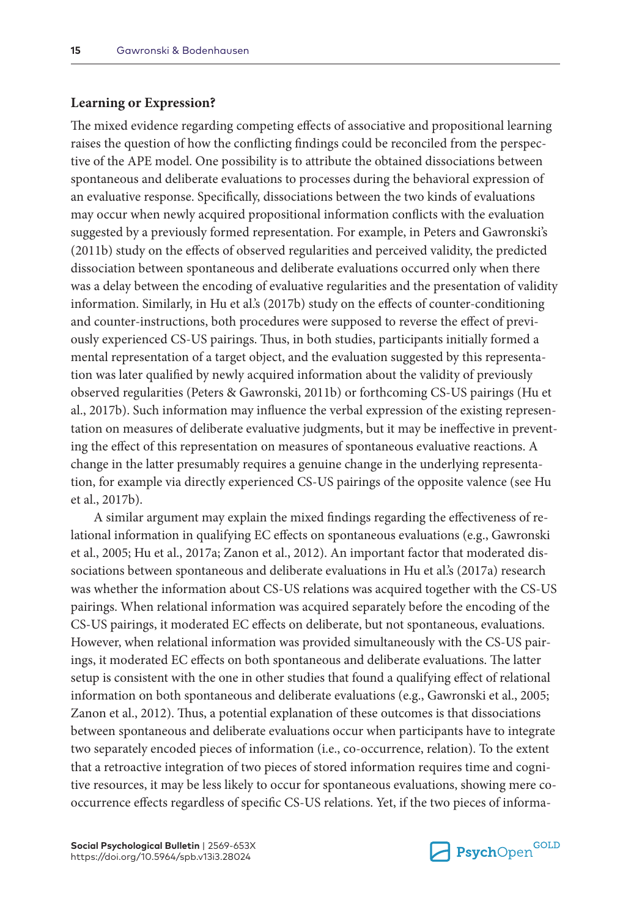## Learning or Expression?

The mixed evidence regarding competing effects of associative and propositional learning raises the question of how the conflicting findings could be reconciled from the perspective of the APE model. One possibility is to attribute the obtained dissociations between spontaneous and deliberate evaluations to processes during the behavioral expression of an evaluative response. Specifically, dissociations between the two kinds of evaluations may occur when newly acquired propositional information conflicts with the evaluation suggested by a previously formed representation. For example, in Peters and Gawronski's (2011b) study on the effects of observed regularities and perceived validity, the predicted dissociation between spontaneous and deliberate evaluations occurred only when there was a delay between the encoding of evaluative regularities and the presentation of validity information. Similarly, in Hu et al.'s (2017b) study on the effects of counter-conditioning and counter-instructions, both procedures were supposed to reverse the effect of previously experienced CS-US pairings. Thus, in both studies, participants initially formed a mental representation of a target object, and the evaluation suggested by this representation was later qualified by newly acquired information about the validity of previously observed regularities (Peters & Gawronski, 2011b) or forthcoming CS-US pairings (Hu et al., 2017b). Such information may influence the verbal expression of the existing representation on measures of deliberate evaluative judgments, but it may be ineffective in preventing the effect of this representation on measures of spontaneous evaluative reactions. A change in the latter presumably requires a genuine change in the underlying representation, for example via directly experienced CS-US pairings of the opposite valence (see Hu et al., 2017b).

A similar argument may explain the mixed findings regarding the effectiveness of relational information in qualifying EC effects on spontaneous evaluations (e.g., Gawronski et al., 2005; Hu et al., 2017a; Zanon et al., 2012). An important factor that moderated dissociations between spontaneous and deliberate evaluations in Hu et al.'s (2017a) research was whether the information about CS-US relations was acquired together with the CS-US pairings. When relational information was acquired separately before the encoding of the CS-US pairings, it moderated EC effects on deliberate, but not spontaneous, evaluations. However, when relational information was provided simultaneously with the CS-US pairings, it moderated EC effects on both spontaneous and deliberate evaluations. The latter setup is consistent with the one in other studies that found a qualifying effect of relational information on both spontaneous and deliberate evaluations (e.g., Gawronski et al., 2005; Zanon et al., 2012). Thus, a potential explanation of these outcomes is that dissociations between spontaneous and deliberate evaluations occur when participants have to integrate two separately encoded pieces of information (i.e., co-occurrence, relation). To the extent that a retroactive integration of two pieces of stored information requires time and cognitive resources, it may be less likely to occur for spontaneous evaluations, showing mere co-occurrence effects regardless of specific CS-US relations. Yet, if the two pieces of informa-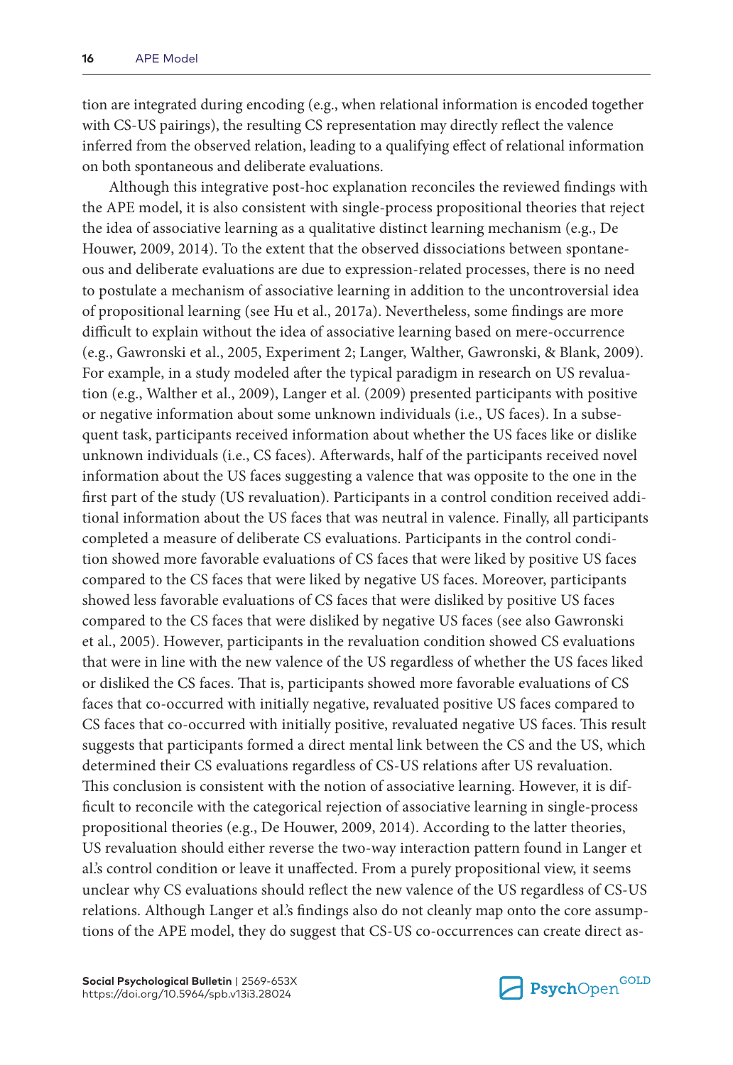tion are integrated during encoding (e.g., when relational information is encoded together with CS-US pairings), the resulting CS representation may directly reflect the valence inferred from the observed relation, leading to a qualifying effect of relational information on both spontaneous and deliberate evaluations.

Although this integrative post-hoc explanation reconciles the reviewed findings with the APE model, it is also consistent with single-process propositional theories that reject the idea of associative learning as a qualitative distinct learning mechanism (e.g., De Houwer, 2009, 2014). To the extent that the observed dissociations between spontaneous and deliberate evaluations are due to expression-related processes, there is no need to postulate a mechanism of associative learning in addition to the uncontroversial idea of propositional learning (see Hu et al., 2017a). Nevertheless, some findings are more difficult to explain without the idea of associative learning based on mere-occurrence (e.g., Gawronski et al., 2005, Experiment 2; Langer, Walther, Gawronski, & Blank, 2009). For example, in a study modeled after the typical paradigm in research on US revaluation (e.g., Walther et al., 2009), Langer et al. (2009) presented participants with positive or negative information about some unknown individuals (i.e., US faces). In a subsequent task, participants received information about whether the US faces like or dislike unknown individuals (i.e., CS faces). Afterwards, half of the participants received novel information about the US faces suggesting a valence that was opposite to the one in the first part of the study (US revaluation). Participants in a control condition received additional information about the US faces that was neutral in valence. Finally, all participants completed a measure of deliberate CS evaluations. Participants in the control condition showed more favorable evaluations of CS faces that were liked by positive US faces compared to the CS faces that were liked by negative US faces. Moreover, participants showed less favorable evaluations of CS faces that were disliked by positive US faces compared to the CS faces that were disliked by negative US faces (see also Gawronski et al., 2005). However, participants in the revaluation condition showed CS evaluations that were in line with the new valence of the US regardless of whether the US faces liked or disliked the CS faces. That is, participants showed more favorable evaluations of CS faces that co-occurred with initially negative, revaluated positive US faces compared to CS faces that co-occurred with initially positive, revaluated negative US faces. This result suggests that participants formed a direct mental link between the CS and the US, which determined their CS evaluations regardless of CS-US relations after US revaluation. This conclusion is consistent with the notion of associative learning. However, it is difficult to reconcile with the categorical rejection of associative learning in single-process propositional theories (e.g., De Houwer, 2009, 2014). According to the latter theories, US revaluation should either reverse the two-way interaction pattern found in Langer et al.'s control condition or leave it unaffected. From a purely propositional view, it seems unclear why CS evaluations should reflect the new valence of the US regardless of CS-US relations. Although Langer et al.'s findings also do not cleanly map onto the core assumptions of the APE model, they do suggest that CS-US co-occurrences can create direct as-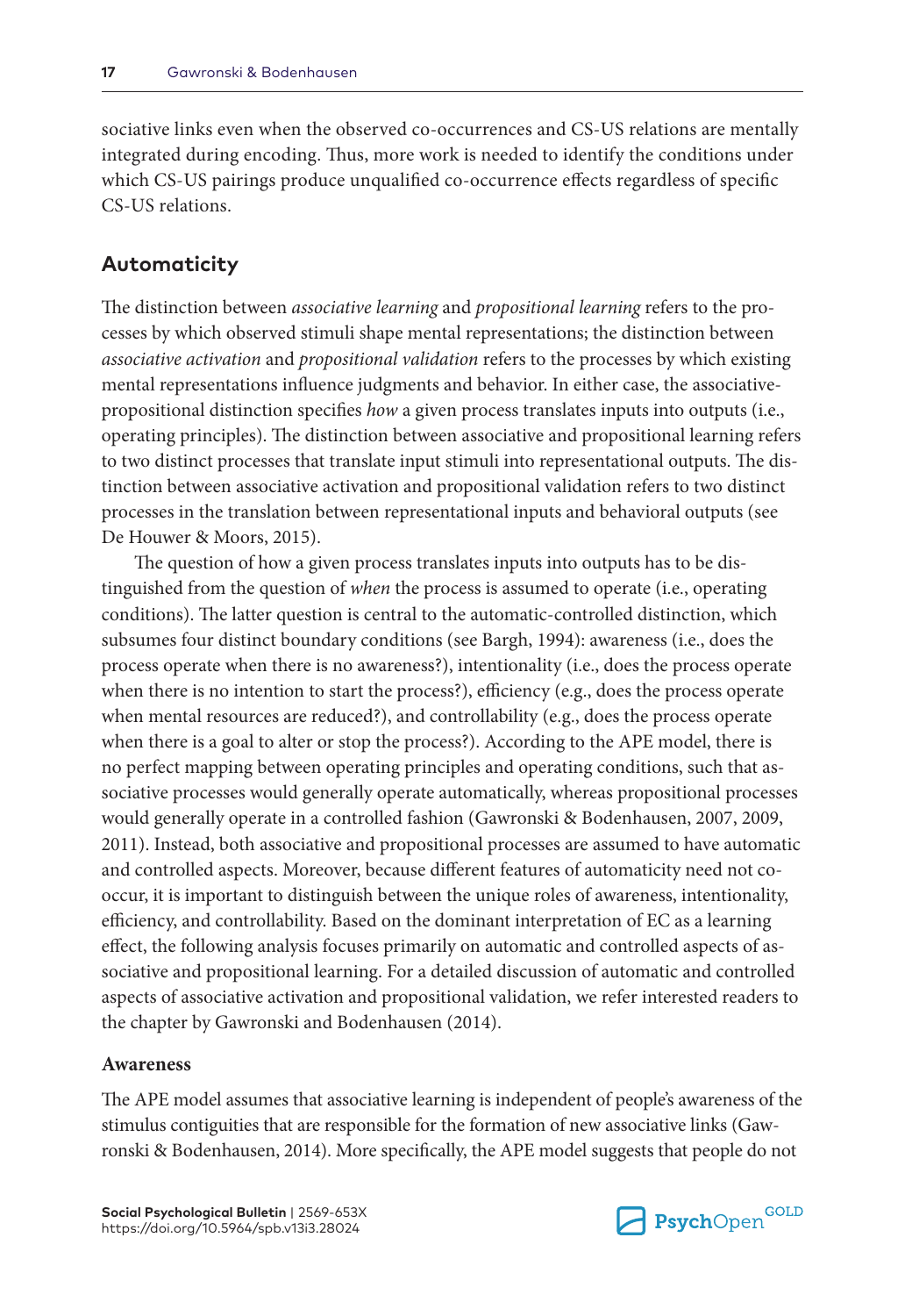sociative links even when the observed co-occurrences and CS-US relations are mentally integrated during encoding. Thus, more work is needed to identify the conditions under which CS-US pairings produce unqualified co-occurrence effects regardless of specific CS-US relations.

## Automaticity

The distinction between *associative learning* and *propositional learning* refers to the processes by which observed stimuli shape mental representations; the distinction between *associative activation* and *propositional validation* refers to the processes by which existing mental representations influence judgments and behavior. In either case, the associative-propositional distinction specifies *how* a given process translates inputs into outputs (i.e., operating principles). The distinction between associative and propositional learning refers to two distinct processes that translate input stimuli into representational outputs. The distinction between associative activation and propositional validation refers to two distinct processes in the translation between representational inputs and behavioral outputs (see De Houwer & Moors, 2015).

The question of how a given process translates inputs into outputs has to be distinguished from the question of *when* the process is assumed to operate (i.e., operating conditions). The latter question is central to the automatic-controlled distinction, which subsumes four distinct boundary conditions (see Bargh, 1994): awareness (i.e., does the process operate when there is no awareness?), intentionality (i.e., does the process operate when there is no intention to start the process?), efficiency (e.g., does the process operate when mental resources are reduced?), and controllability (e.g., does the process operate when there is a goal to alter or stop the process?). According to the APE model, there is no perfect mapping between operating principles and operating conditions, such that associative processes would generally operate automatically, whereas propositional processes would generally operate in a controlled fashion (Gawronski & Bodenhausen, 2007, 2009, 2011). Instead, both associative and propositional processes are assumed to have automatic and controlled aspects. Moreover, because different features of automaticity need not co-occur, it is important to distinguish between the unique roles of awareness, intentionality, efficiency, and controllability. Based on the dominant interpretation of EC as a learning effect, the following analysis focuses primarily on automatic and controlled aspects of associative and propositional learning. For a detailed discussion of automatic and controlled aspects of associative activation and propositional validation, we refer interested readers to the chapter by Gawronski and Bodenhausen (2014).

### Awareness

The APE model assumes that associative learning is independent of people's awareness of the stimulus contiguities that are responsible for the formation of new associative links (Gawronski & Bodenhausen, 2014). More specifically, the APE model suggests that people do not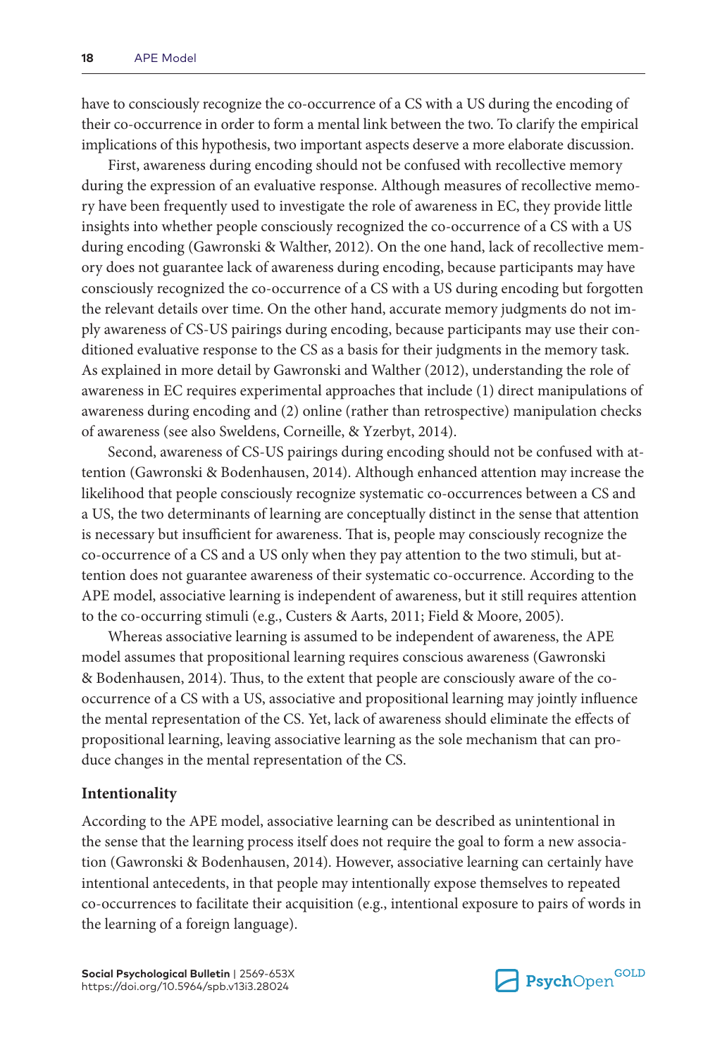have to consciously recognize the co-occurrence of a CS with a US during the encoding of their co-occurrence in order to form a mental link between the two. To clarify the empirical implications of this hypothesis, two important aspects deserve a more elaborate discussion.

First, awareness during encoding should not be confused with recollective memory during the expression of an evaluative response. Although measures of recollective memory have been frequently used to investigate the role of awareness in EC, they provide little insights into whether people consciously recognized the co-occurrence of a CS with a US during encoding (Gawronski & Walther, 2012). On the one hand, lack of recollective memory does not guarantee lack of awareness during encoding, because participants may have consciously recognized the co-occurrence of a CS with a US during encoding but forgotten the relevant details over time. On the other hand, accurate memory judgments do not imply awareness of CS-US pairings during encoding, because participants may use their conditioned evaluative response to the CS as a basis for their judgments in the memory task. As explained in more detail by Gawronski and Walther (2012), understanding the role of awareness in EC requires experimental approaches that include (1) direct manipulations of awareness during encoding and (2) online (rather than retrospective) manipulation checks of awareness (see also Sweldens, Corneille, & Yzerbyt, 2014).

Second, awareness of CS-US pairings during encoding should not be confused with attention (Gawronski & Bodenhausen, 2014). Although enhanced attention may increase the likelihood that people consciously recognize systematic co-occurrences between a CS and a US, the two determinants of learning are conceptually distinct in the sense that attention is necessary but insufficient for awareness. That is, people may consciously recognize the co-occurrence of a CS and a US only when they pay attention to the two stimuli, but attention does not guarantee awareness of their systematic co-occurrence. According to the APE model, associative learning is independent of awareness, but it still requires attention to the co-occurring stimuli (e.g., Custers & Aarts, 2011; Field & Moore, 2005).

Whereas associative learning is assumed to be independent of awareness, the APE model assumes that propositional learning requires conscious awareness (Gawronski & Bodenhausen, 2014). Thus, to the extent that people are consciously aware of the co-occurrence of a CS with a US, associative and propositional learning may jointly influence the mental representation of the CS. Yet, lack of awareness should eliminate the effects of propositional learning, leaving associative learning as the sole mechanism that can produce changes in the mental representation of the CS.

### Intentionality

According to the APE model, associative learning can be described as unintentional in the sense that the learning process itself does not require the goal to form a new association (Gawronski & Bodenhausen, 2014). However, associative learning can certainly have intentional antecedents, in that people may intentionally expose themselves to repeated co-occurrences to facilitate their acquisition (e.g., intentional exposure to pairs of words in the learning of a foreign language).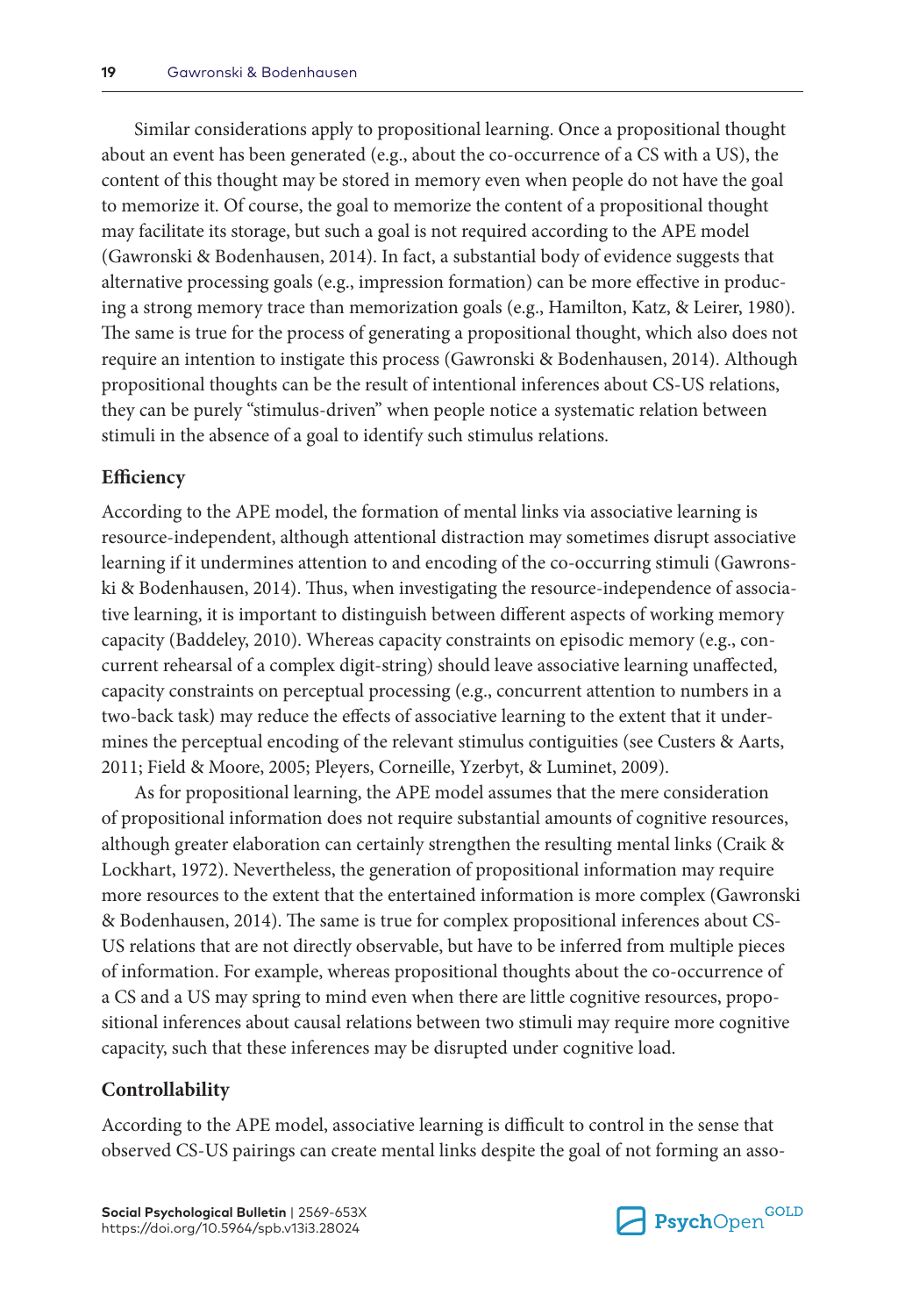Similar considerations apply to propositional learning. Once a propositional thought about an event has been generated (e.g., about the co-occurrence of a CS with a US), the content of this thought may be stored in memory even when people do not have the goal to memorize it. Of course, the goal to memorize the content of a propositional thought may facilitate its storage, but such a goal is not required according to the APE model (Gawronski & Bodenhausen, 2014). In fact, a substantial body of evidence suggests that alternative processing goals (e.g., impression formation) can be more effective in producing a strong memory trace than memorization goals (e.g., Hamilton, Katz, & Leirer, 1980). The same is true for the process of generating a propositional thought, which also does not require an intention to instigate this process (Gawronski & Bodenhausen, 2014). Although propositional thoughts can be the result of intentional inferences about CS-US relations, they can be purely "stimulus-driven" when people notice a systematic relation between stimuli in the absence of a goal to identify such stimulus relations.

### Efficiency

According to the APE model, the formation of mental links via associative learning is resource-independent, although attentional distraction may sometimes disrupt associative learning if it undermines attention to and encoding of the co-occurring stimuli (Gawronski & Bodenhausen, 2014). Thus, when investigating the resource-independence of associative learning, it is important to distinguish between different aspects of working memory capacity (Baddeley, 2010). Whereas capacity constraints on episodic memory (e.g., concurrent rehearsal of a complex digit-string) should leave associative learning unaffected, capacity constraints on perceptual processing (e.g., concurrent attention to numbers in a two-back task) may reduce the effects of associative learning to the extent that it undermines the perceptual encoding of the relevant stimulus contiguities (see Custers & Aarts, 2011; Field & Moore, 2005; Pleyers, Corneille, Yzerbyt, & Luminet, 2009).

As for propositional learning, the APE model assumes that the mere consideration of propositional information does not require substantial amounts of cognitive resources, although greater elaboration can certainly strengthen the resulting mental links (Craik & Lockhart, 1972). Nevertheless, the generation of propositional information may require more resources to the extent that the entertained information is more complex (Gawronski & Bodenhausen, 2014). The same is true for complex propositional inferences about CS-US relations that are not directly observable, but have to be inferred from multiple pieces of information. For example, whereas propositional thoughts about the co-occurrence of a CS and a US may spring to mind even when there are little cognitive resources, propositional inferences about causal relations between two stimuli may require more cognitive capacity, such that these inferences may be disrupted under cognitive load.

### Controllability

According to the APE model, associative learning is difficult to control in the sense that observed CS-US pairings can create mental links despite the goal of not forming an asso-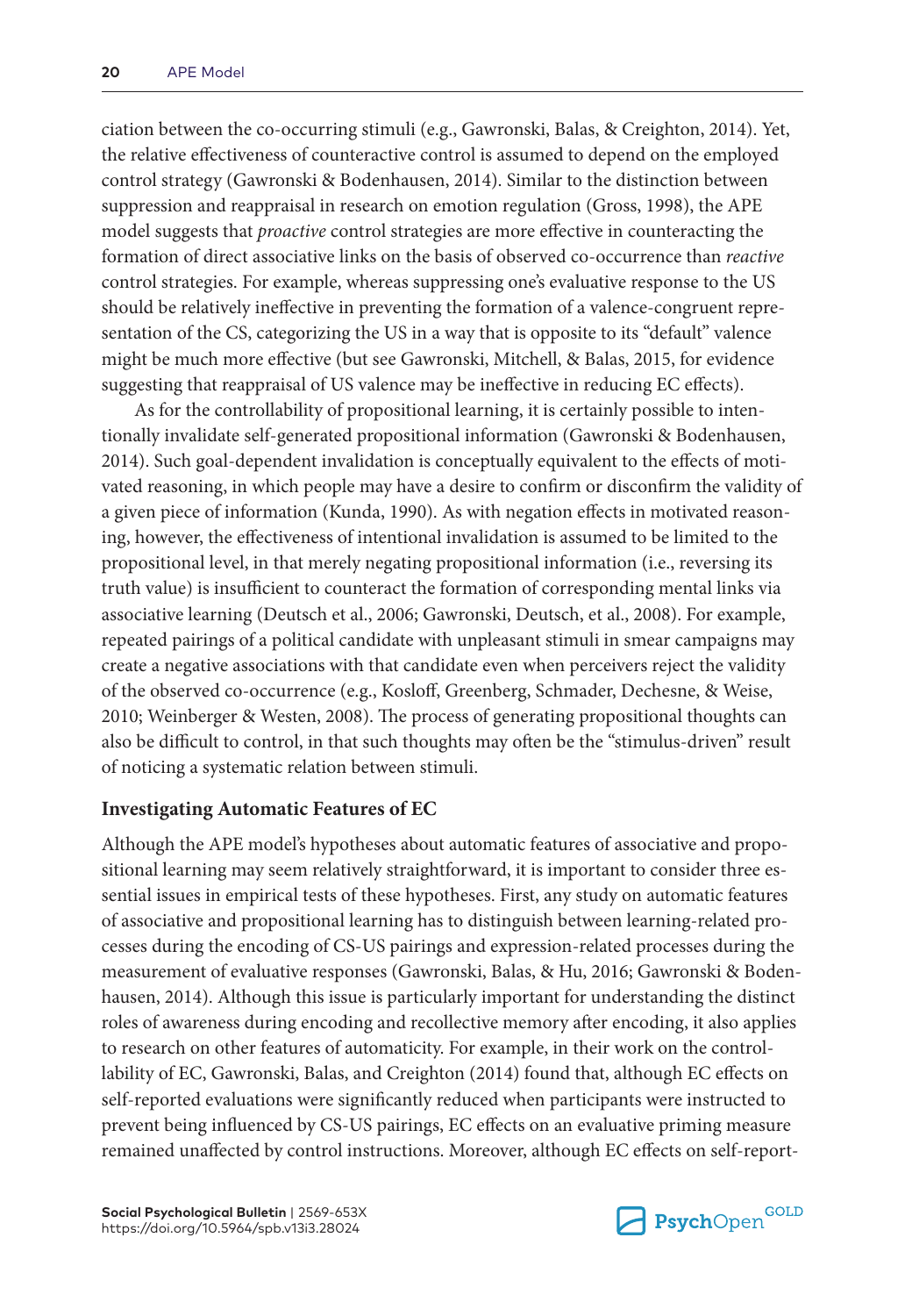ciation between the co-occurring stimuli (e.g., Gawronski, Balas, & Creighton, 2014). Yet, the relative effectiveness of counteractive control is assumed to depend on the employed control strategy (Gawronski & Bodenhausen, 2014). Similar to the distinction between suppression and reappraisal in research on emotion regulation (Gross, 1998), the APE model suggests that *proactive* control strategies are more effective in counteracting the formation of direct associative links on the basis of observed co-occurrence than *reactive* control strategies. For example, whereas suppressing one's evaluative response to the US should be relatively ineffective in preventing the formation of a valence-congruent representation of the CS, categorizing the US in a way that is opposite to its "default" valence might be much more effective (but see Gawronski, Mitchell, & Balas, 2015, for evidence suggesting that reappraisal of US valence may be ineffective in reducing EC effects).

As for the controllability of propositional learning, it is certainly possible to intentionally invalidate self-generated propositional information (Gawronski & Bodenhausen, 2014). Such goal-dependent invalidation is conceptually equivalent to the effects of motivated reasoning, in which people may have a desire to confirm or disconfirm the validity of a given piece of information (Kunda, 1990). As with negation effects in motivated reasoning, however, the effectiveness of intentional invalidation is assumed to be limited to the propositional level, in that merely negating propositional information (i.e., reversing its truth value) is insufficient to counteract the formation of corresponding mental links via associative learning (Deutsch et al., 2006; Gawronski, Deutsch, et al., 2008). For example, repeated pairings of a political candidate with unpleasant stimuli in smear campaigns may create a negative associations with that candidate even when perceivers reject the validity of the observed co-occurrence (e.g., Kosloff, Greenberg, Schmader, Dechesne, & Weise, 2010; Weinberger & Westen, 2008). The process of generating propositional thoughts can also be difficult to control, in that such thoughts may often be the "stimulus-driven" result of noticing a systematic relation between stimuli.

### Investigating Automatic Features of EC

Although the APE model's hypotheses about automatic features of associative and propositional learning may seem relatively straightforward, it is important to consider three essential issues in empirical tests of these hypotheses. First, any study on automatic features of associative and propositional learning has to distinguish between learning-related processes during the encoding of CS-US pairings and expression-related processes during the measurement of evaluative responses (Gawronski, Balas, & Hu, 2016; Gawronski & Bodenhausen, 2014). Although this issue is particularly important for understanding the distinct roles of awareness during encoding and recollective memory after encoding, it also applies to research on other features of automaticity. For example, in their work on the controllability of EC, Gawronski, Balas, and Creighton (2014) found that, although EC effects on self-reported evaluations were significantly reduced when participants were instructed to prevent being influenced by CS-US pairings, EC effects on an evaluative priming measure remained unaffected by control instructions. Moreover, although EC effects on self-report-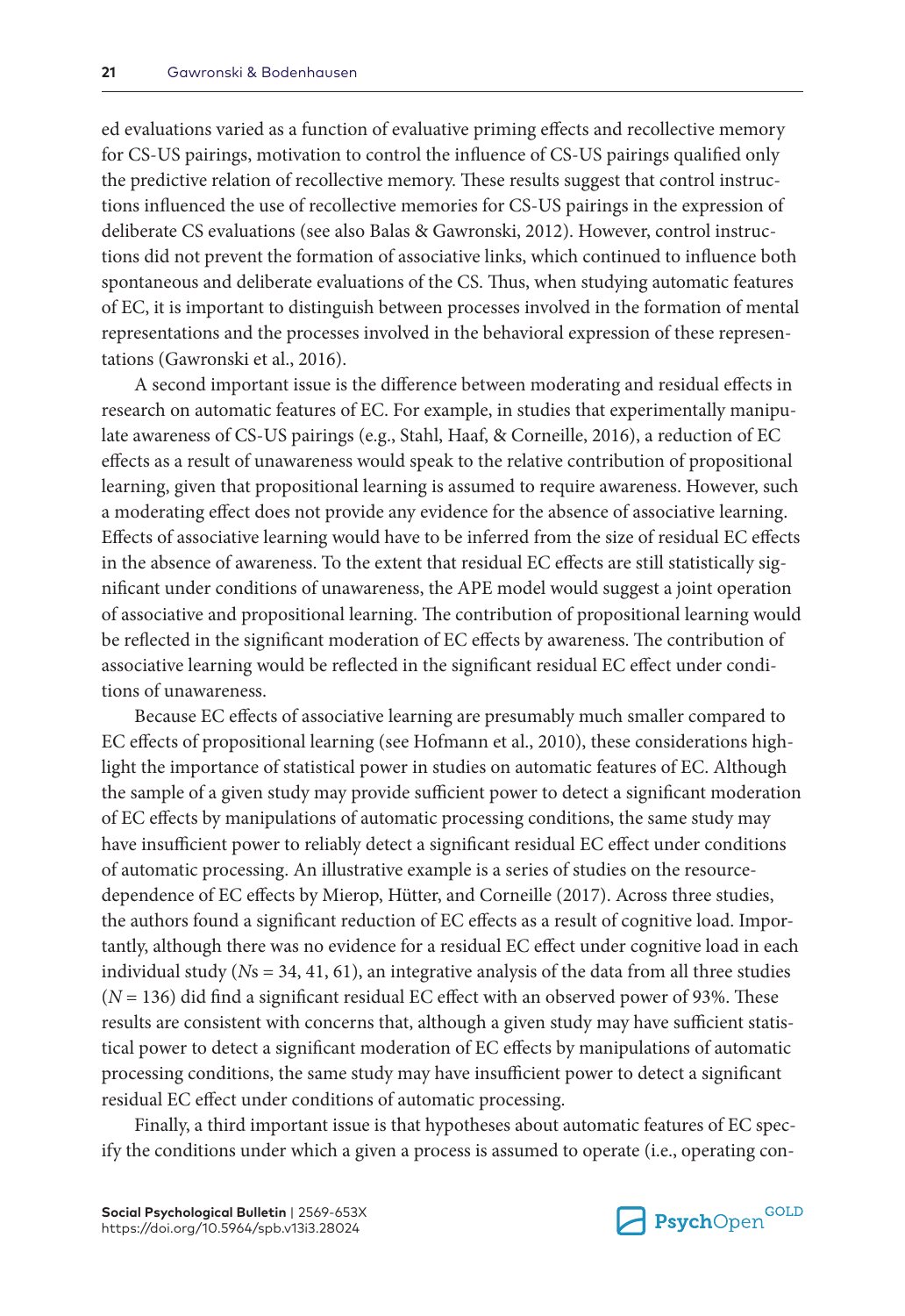ed evaluations varied as a function of evaluative priming effects and recollective memory for CS-US pairings, motivation to control the influence of CS-US pairings qualified only the predictive relation of recollective memory. These results suggest that control instructions influenced the use of recollective memories for CS-US pairings in the expression of deliberate CS evaluations (see also Balas & Gawronski, 2012). However, control instructions did not prevent the formation of associative links, which continued to influence both spontaneous and deliberate evaluations of the CS. Thus, when studying automatic features of EC, it is important to distinguish between processes involved in the formation of mental representations and the processes involved in the behavioral expression of these representations (Gawronski et al., 2016).

A second important issue is the difference between moderating and residual effects in research on automatic features of EC. For example, in studies that experimentally manipulate awareness of CS-US pairings (e.g., Stahl, Haaf, & Corneille, 2016), a reduction of EC effects as a result of unawareness would speak to the relative contribution of propositional learning, given that propositional learning is assumed to require awareness. However, such a moderating effect does not provide any evidence for the absence of associative learning. Effects of associative learning would have to be inferred from the size of residual EC effects in the absence of awareness. To the extent that residual EC effects are still statistically significant under conditions of unawareness, the APE model would suggest a joint operation of associative and propositional learning. The contribution of propositional learning would be reflected in the significant moderation of EC effects by awareness. The contribution of associative learning would be reflected in the significant residual EC effect under conditions of unawareness.

Because EC effects of associative learning are presumably much smaller compared to EC effects of propositional learning (see Hofmann et al., 2010), these considerations highlight the importance of statistical power in studies on automatic features of EC. Although the sample of a given study may provide sufficient power to detect a significant moderation of EC effects by manipulations of automatic processing conditions, the same study may have insufficient power to reliably detect a significant residual EC effect under conditions of automatic processing. An illustrative example is a series of studies on the resource-dependence of EC effects by Mierop, Hütter, and Corneille (2017). Across three studies, the authors found a significant reduction of EC effects as a result of cognitive load. Importantly, although there was no evidence for a residual EC effect under cognitive load in each individual study (*N*s = 34, 41, 61), an integrative analysis of the data from all three studies ($N = 136$) did find a significant residual EC effect with an observed power of 93%. These results are consistent with concerns that, although a given study may have sufficient statistical power to detect a significant moderation of EC effects by manipulations of automatic processing conditions, the same study may have insufficient power to detect a significant residual EC effect under conditions of automatic processing.

Finally, a third important issue is that hypotheses about automatic features of EC specify the conditions under which a given a process is assumed to operate (i.e., operating con-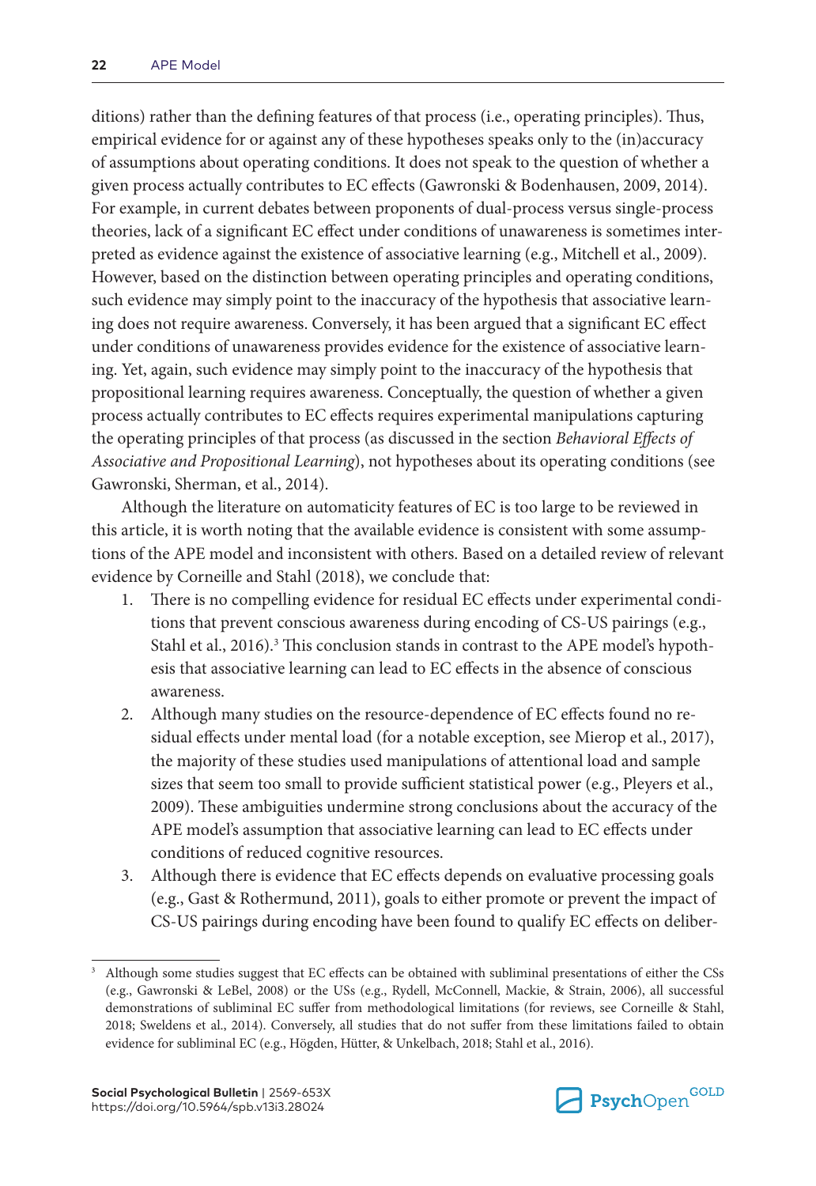ditions) rather than the defining features of that process (i.e., operating principles). Thus, empirical evidence for or against any of these hypotheses speaks only to the (in)accuracy of assumptions about operating conditions. It does not speak to the question of whether a given process actually contributes to EC effects (Gawronski & Bodenhausen, 2009, 2014). For example, in current debates between proponents of dual-process versus single-process theories, lack of a significant EC effect under conditions of unawareness is sometimes interpreted as evidence against the existence of associative learning (e.g., Mitchell et al., 2009). However, based on the distinction between operating principles and operating conditions, such evidence may simply point to the inaccuracy of the hypothesis that associative learning does not require awareness. Conversely, it has been argued that a significant EC effect under conditions of unawareness provides evidence for the existence of associative learning. Yet, again, such evidence may simply point to the inaccuracy of the hypothesis that propositional learning requires awareness. Conceptually, the question of whether a given process actually contributes to EC effects requires experimental manipulations capturing the operating principles of that process (as discussed in the section *Behavioral Effects of Associative and Propositional Learning*), not hypotheses about its operating conditions (see Gawronski, Sherman, et al., 2014).

Although the literature on automaticity features of EC is too large to be reviewed in this article, it is worth noting that the available evidence is consistent with some assumptions of the APE model and inconsistent with others. Based on a detailed review of relevant evidence by Corneille and Stahl (2018), we conclude that:

1. There is no compelling evidence for residual EC effects under experimental conditions that prevent conscious awareness during encoding of CS-US pairings (e.g., Stahl et al., 2016).[3] This conclusion stands in contrast to the APE model's hypothesis that associative learning can lead to EC effects in the absence of conscious awareness.
2. Although many studies on the resource-dependence of EC effects found no residual effects under mental load (for a notable exception, see Mierop et al., 2017), the majority of these studies used manipulations of attentional load and sample sizes that seem too small to provide sufficient statistical power (e.g., Pleyers et al., 2009). These ambiguities undermine strong conclusions about the accuracy of the APE model's assumption that associative learning can lead to EC effects under conditions of reduced cognitive resources.
3. Although there is evidence that EC effects depends on evaluative processing goals (e.g., Gast & Rothermund, 2011), goals to either promote or prevent the impact of CS-US pairings during encoding have been found to qualify EC effects on deliber-

[3] Although some studies suggest that EC effects can be obtained with subliminal presentations of either the CSs (e.g., Gawronski & LeBel, 2008) or the USs (e.g., Rydell, McConnell, Mackie, & Strain, 2006), all successful demonstrations of subliminal EC suffer from methodological limitations (for reviews, see Corneille & Stahl, 2018; Sweldens et al., 2014). Conversely, all studies that do not suffer from these limitations failed to obtain evidence for subliminal EC (e.g., Högden, Hütter, & Unkelbach, 2018; Stahl et al., 2016).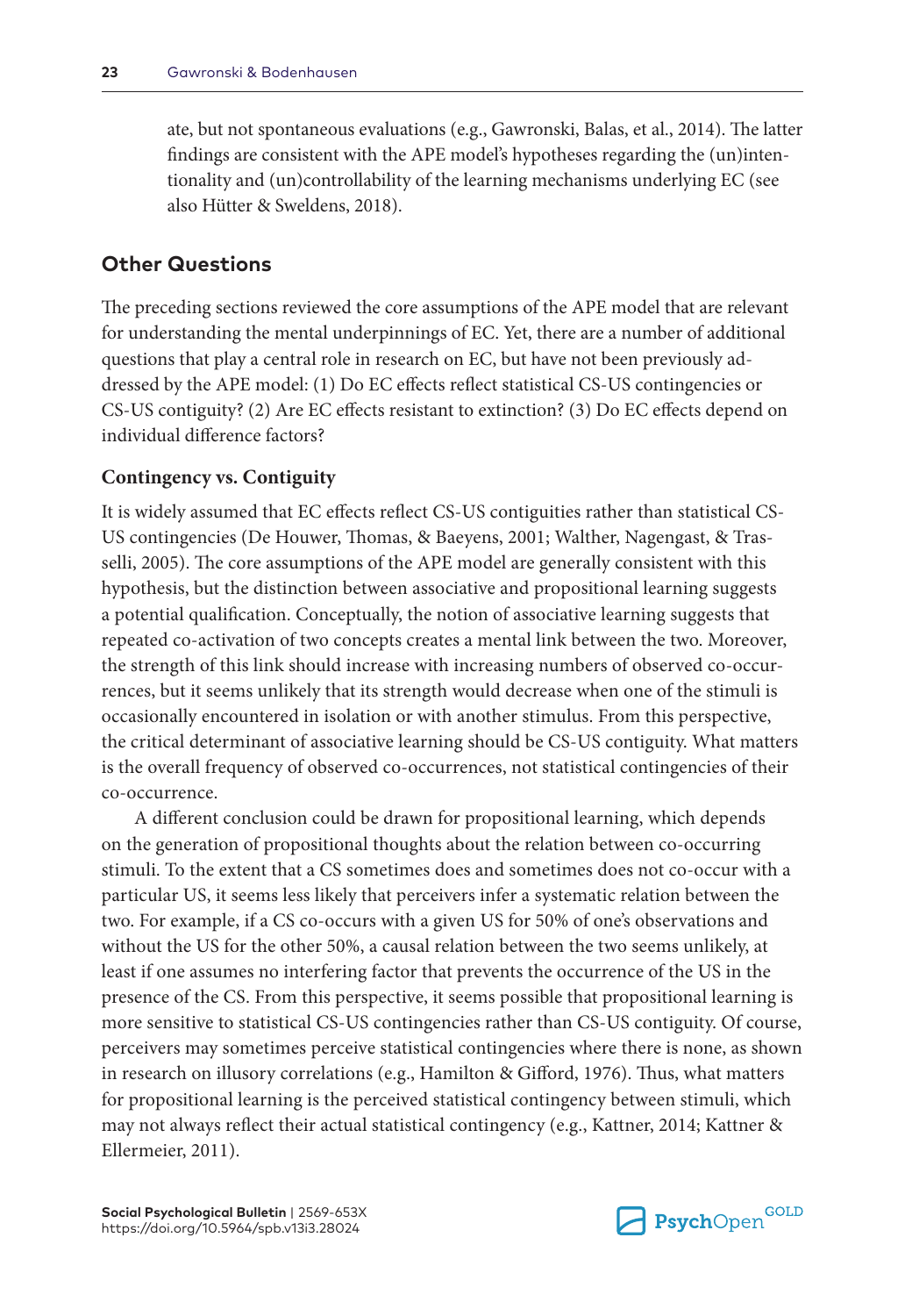ate, but not spontaneous evaluations (e.g., Gawronski, Balas, et al., 2014). The latter findings are consistent with the APE model's hypotheses regarding the (un)intentionality and (un)controllability of the learning mechanisms underlying EC (see also Hütter & Sweldens, 2018).

## Other Questions

The preceding sections reviewed the core assumptions of the APE model that are relevant for understanding the mental underpinnings of EC. Yet, there are a number of additional questions that play a central role in research on EC, but have not been previously addressed by the APE model: (1) Do EC effects reflect statistical CS-US contingencies or CS-US contiguity? (2) Are EC effects resistant to extinction? (3) Do EC effects depend on individual difference factors?

### Contingency vs. Contiguity

It is widely assumed that EC effects reflect CS-US contiguities rather than statistical CS-US contingencies (De Houwer, Thomas, & Baeyens, 2001; Walther, Nagengast, & Trasselli, 2005). The core assumptions of the APE model are generally consistent with this hypothesis, but the distinction between associative and propositional learning suggests a potential qualification. Conceptually, the notion of associative learning suggests that repeated co-activation of two concepts creates a mental link between the two. Moreover, the strength of this link should increase with increasing numbers of observed co-occurrences, but it seems unlikely that its strength would decrease when one of the stimuli is occasionally encountered in isolation or with another stimulus. From this perspective, the critical determinant of associative learning should be CS-US contiguity. What matters is the overall frequency of observed co-occurrences, not statistical contingencies of their co-occurrence.

A different conclusion could be drawn for propositional learning, which depends on the generation of propositional thoughts about the relation between co-occurring stimuli. To the extent that a CS sometimes does and sometimes does not co-occur with a particular US, it seems less likely that perceivers infer a systematic relation between the two. For example, if a CS co-occurs with a given US for 50% of one's observations and without the US for the other 50%, a causal relation between the two seems unlikely, at least if one assumes no interfering factor that prevents the occurrence of the US in the presence of the CS. From this perspective, it seems possible that propositional learning is more sensitive to statistical CS-US contingencies rather than CS-US contiguity. Of course, perceivers may sometimes perceive statistical contingencies where there is none, as shown in research on illusory correlations (e.g., Hamilton & Gifford, 1976). Thus, what matters for propositional learning is the perceived statistical contingency between stimuli, which may not always reflect their actual statistical contingency (e.g., Kattner, 2014; Kattner & Ellermeier, 2011).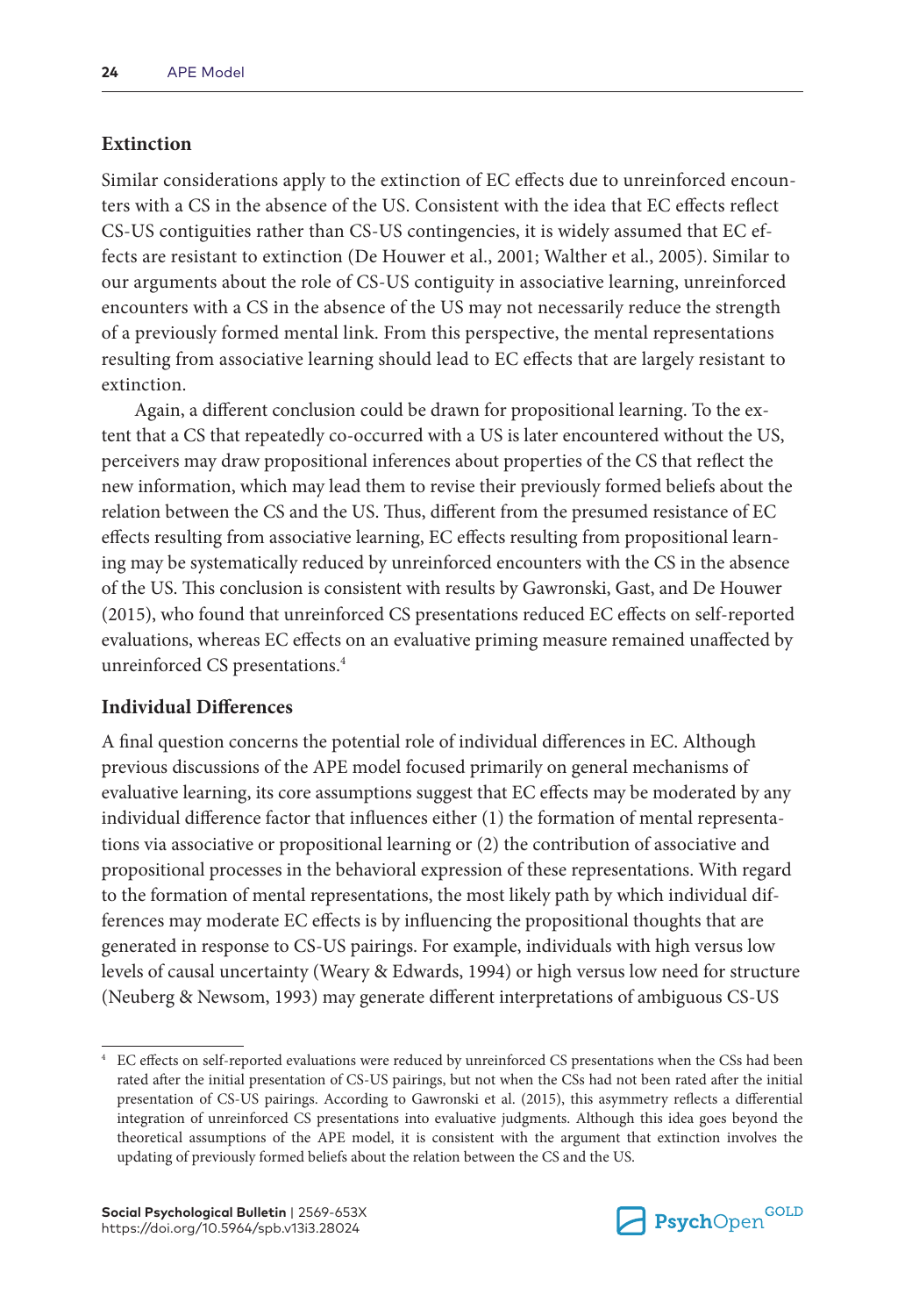### Extinction

Similar considerations apply to the extinction of EC effects due to unreinforced encounters with a CS in the absence of the US. Consistent with the idea that EC effects reflect CS-US contiguities rather than CS-US contingencies, it is widely assumed that EC effects are resistant to extinction (De Houwer et al., 2001; Walther et al., 2005). Similar to our arguments about the role of CS-US contiguity in associative learning, unreinforced encounters with a CS in the absence of the US may not necessarily reduce the strength of a previously formed mental link. From this perspective, the mental representations resulting from associative learning should lead to EC effects that are largely resistant to extinction.

Again, a different conclusion could be drawn for propositional learning. To the extent that a CS that repeatedly co-occurred with a US is later encountered without the US, perceivers may draw propositional inferences about properties of the CS that reflect the new information, which may lead them to revise their previously formed beliefs about the relation between the CS and the US. Thus, different from the presumed resistance of EC effects resulting from associative learning, EC effects resulting from propositional learning may be systematically reduced by unreinforced encounters with the CS in the absence of the US. This conclusion is consistent with results by Gawronski, Gast, and De Houwer (2015), who found that unreinforced CS presentations reduced EC effects on self-reported evaluations, whereas EC effects on an evaluative priming measure remained unaffected by unreinforced CS presentations.[4]

### Individual Differences

A final question concerns the potential role of individual differences in EC. Although previous discussions of the APE model focused primarily on general mechanisms of evaluative learning, its core assumptions suggest that EC effects may be moderated by any individual difference factor that influences either (1) the formation of mental representations via associative or propositional learning or (2) the contribution of associative and propositional processes in the behavioral expression of these representations. With regard to the formation of mental representations, the most likely path by which individual differences may moderate EC effects is by influencing the propositional thoughts that are generated in response to CS-US pairings. For example, individuals with high versus low levels of causal uncertainty (Weary & Edwards, 1994) or high versus low need for structure (Neuberg & Newsom, 1993) may generate different interpretations of ambiguous CS-US

[4] EC effects on self-reported evaluations were reduced by unreinforced CS presentations when the CSs had been rated after the initial presentation of CS-US pairings, but not when the CSs had not been rated after the initial presentation of CS-US pairings. According to Gawronski et al. (2015), this asymmetry reflects a differential integration of unreinforced CS presentations into evaluative judgments. Although this idea goes beyond the theoretical assumptions of the APE model, it is consistent with the argument that extinction involves the updating of previously formed beliefs about the relation between the CS and the US.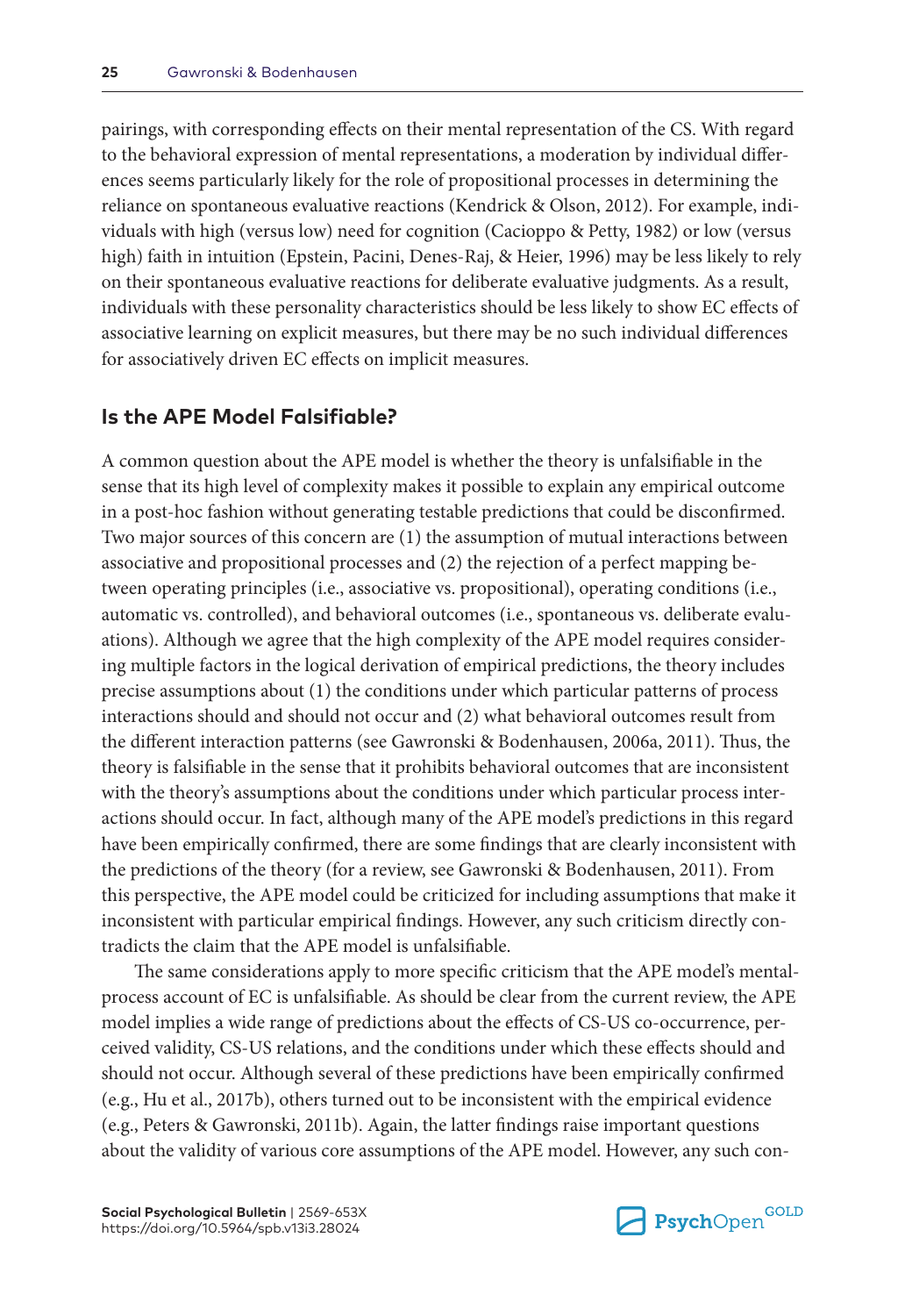pairings, with corresponding effects on their mental representation of the CS. With regard to the behavioral expression of mental representations, a moderation by individual differences seems particularly likely for the role of propositional processes in determining the reliance on spontaneous evaluative reactions (Kendrick & Olson, 2012). For example, individuals with high (versus low) need for cognition (Cacioppo & Petty, 1982) or low (versus high) faith in intuition (Epstein, Pacini, Denes-Raj, & Heier, 1996) may be less likely to rely on their spontaneous evaluative reactions for deliberate evaluative judgments. As a result, individuals with these personality characteristics should be less likely to show EC effects of associative learning on explicit measures, but there may be no such individual differences for associatively driven EC effects on implicit measures.

## Is the APE Model Falsifiable?

A common question about the APE model is whether the theory is unfalsifiable in the sense that its high level of complexity makes it possible to explain any empirical outcome in a post-hoc fashion without generating testable predictions that could be disconfirmed. Two major sources of this concern are (1) the assumption of mutual interactions between associative and propositional processes and (2) the rejection of a perfect mapping between operating principles (i.e., associative vs. propositional), operating conditions (i.e., automatic vs. controlled), and behavioral outcomes (i.e., spontaneous vs. deliberate evaluations). Although we agree that the high complexity of the APE model requires considering multiple factors in the logical derivation of empirical predictions, the theory includes precise assumptions about (1) the conditions under which particular patterns of process interactions should and should not occur and (2) what behavioral outcomes result from the different interaction patterns (see Gawronski & Bodenhausen, 2006a, 2011). Thus, the theory is falsifiable in the sense that it prohibits behavioral outcomes that are inconsistent with the theory's assumptions about the conditions under which particular process interactions should occur. In fact, although many of the APE model's predictions in this regard have been empirically confirmed, there are some findings that are clearly inconsistent with the predictions of the theory (for a review, see Gawronski & Bodenhausen, 2011). From this perspective, the APE model could be criticized for including assumptions that make it inconsistent with particular empirical findings. However, any such criticism directly contradicts the claim that the APE model is unfalsifiable.

The same considerations apply to more specific criticism that the APE model's mental-process account of EC is unfalsifiable. As should be clear from the current review, the APE model implies a wide range of predictions about the effects of CS-US co-occurrence, perceived validity, CS-US relations, and the conditions under which these effects should and should not occur. Although several of these predictions have been empirically confirmed (e.g., Hu et al., 2017b), others turned out to be inconsistent with the empirical evidence (e.g., Peters & Gawronski, 2011b). Again, the latter findings raise important questions about the validity of various core assumptions of the APE model. However, any such con-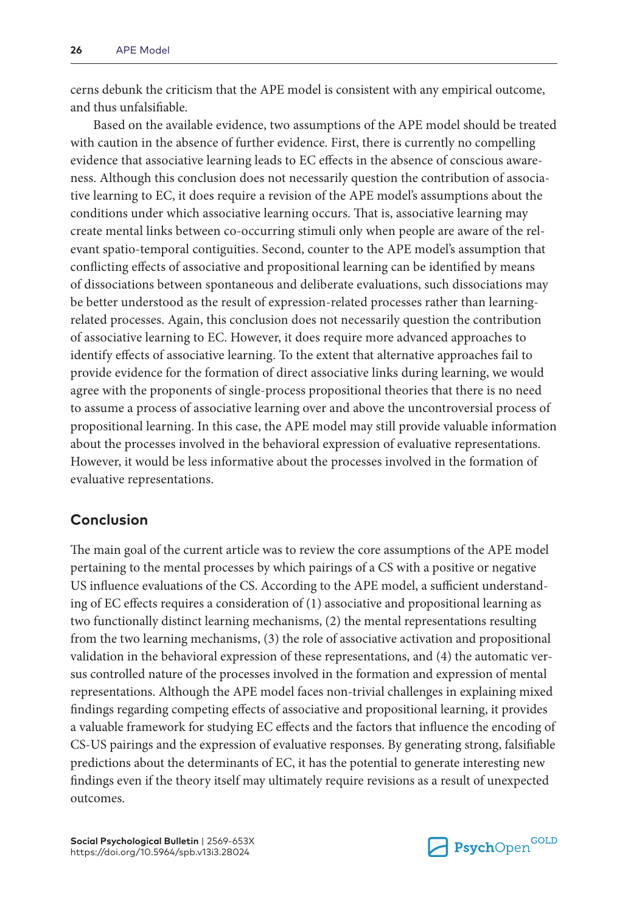cerns debunk the criticism that the APE model is consistent with any empirical outcome, and thus unfalsifiable.

Based on the available evidence, two assumptions of the APE model should be treated with caution in the absence of further evidence. First, there is currently no compelling evidence that associative learning leads to EC effects in the absence of conscious awareness. Although this conclusion does not necessarily question the contribution of associative learning to EC, it does require a revision of the APE model's assumptions about the conditions under which associative learning occurs. That is, associative learning may create mental links between co-occurring stimuli only when people are aware of the relevant spatio-temporal contiguities. Second, counter to the APE model's assumption that conflicting effects of associative and propositional learning can be identified by means of dissociations between spontaneous and deliberate evaluations, such dissociations may be better understood as the result of expression-related processes rather than learning-related processes. Again, this conclusion does not necessarily question the contribution of associative learning to EC. However, it does require more advanced approaches to identify effects of associative learning. To the extent that alternative approaches fail to provide evidence for the formation of direct associative links during learning, we would agree with the proponents of single-process propositional theories that there is no need to assume a process of associative learning over and above the uncontroversial process of propositional learning. In this case, the APE model may still provide valuable information about the processes involved in the behavioral expression of evaluative representations. However, it would be less informative about the processes involved in the formation of evaluative representations.

## Conclusion

The main goal of the current article was to review the core assumptions of the APE model pertaining to the mental processes by which pairings of a CS with a positive or negative US influence evaluations of the CS. According to the APE model, a sufficient understanding of EC effects requires a consideration of (1) associative and propositional learning as two functionally distinct learning mechanisms, (2) the mental representations resulting from the two learning mechanisms, (3) the role of associative activation and propositional validation in the behavioral expression of these representations, and (4) the automatic versus controlled nature of the processes involved in the formation and expression of mental representations. Although the APE model faces non-trivial challenges in explaining mixed findings regarding competing effects of associative and propositional learning, it provides a valuable framework for studying EC effects and the factors that influence the encoding of CS-US pairings and the expression of evaluative responses. By generating strong, falsifiable predictions about the determinants of EC, it has the potential to generate interesting new findings even if the theory itself may ultimately require revisions as a result of unexpected outcomes.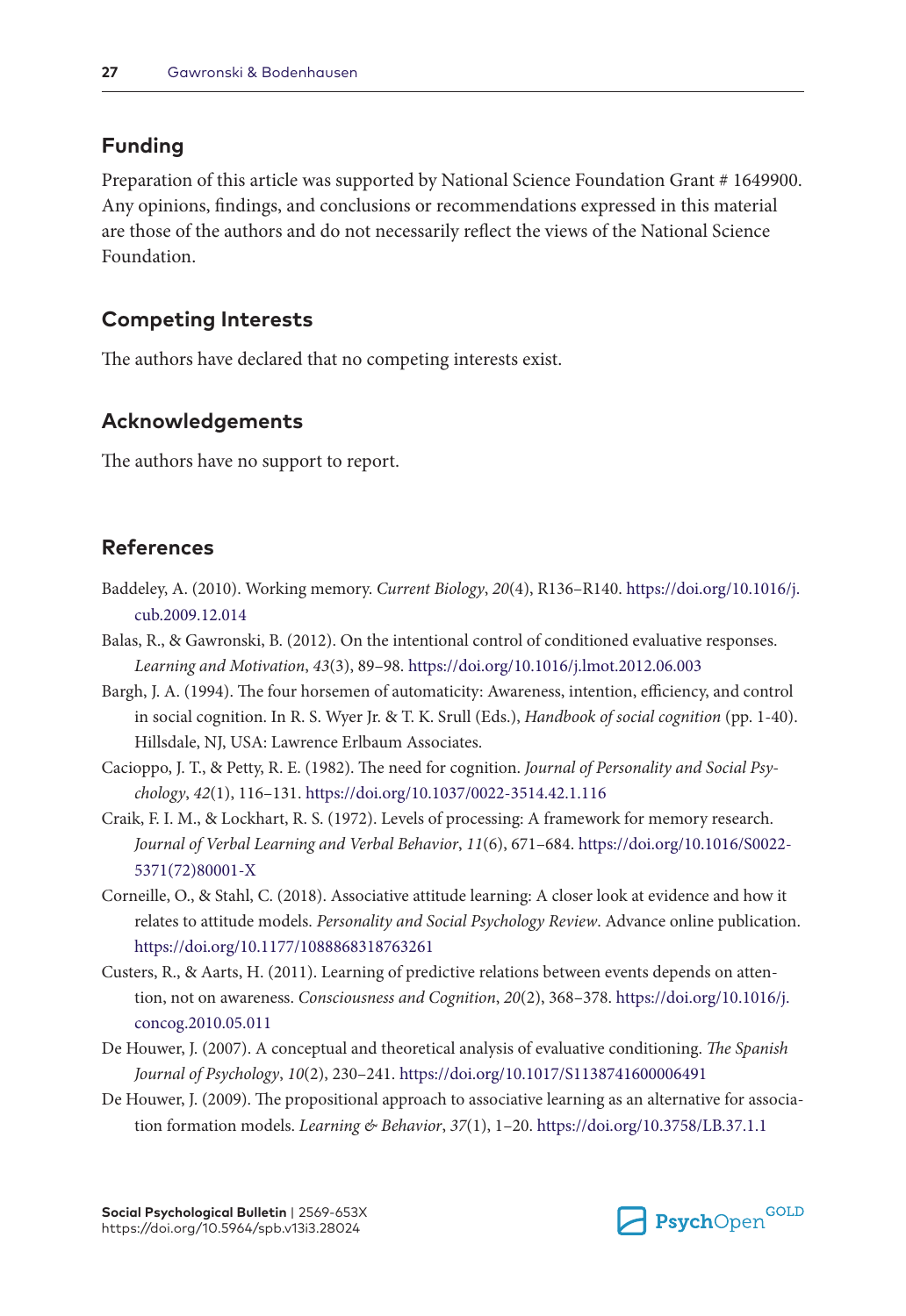## Funding

Preparation of this article was supported by National Science Foundation Grant # 1649900. Any opinions, findings, and conclusions or recommendations expressed in this material are those of the authors and do not necessarily reflect the views of the National Science Foundation.

## Competing Interests

The authors have declared that no competing interests exist.

## Acknowledgements

The authors have no support to report.

## References

Baddeley, A. (2010). Working memory. *Current Biology*, *20*(4), R136–R140. https://doi.org/10.1016/j.cub.2009.12.014

Balas, R., & Gawronski, B. (2012). On the intentional control of conditioned evaluative responses. *Learning and Motivation*, *43*(3), 89–98. https://doi.org/10.1016/j.lmot.2012.06.003

Bargh, J. A. (1994). The four horsemen of automaticity: Awareness, intention, efficiency, and control in social cognition. In R. S. Wyer Jr. & T. K. Srull (Eds.), *Handbook of social cognition* (pp. 1-40). Hillsdale, NJ, USA: Lawrence Erlbaum Associates.

Cacioppo, J. T., & Petty, R. E. (1982). The need for cognition. *Journal of Personality and Social Psychology*, *42*(1), 116–131. https://doi.org/10.1037/0022-3514.42.1.116

Craik, F. I. M., & Lockhart, R. S. (1972). Levels of processing: A framework for memory research. *Journal of Verbal Learning and Verbal Behavior*, *11*(6), 671–684. https://doi.org/10.1016/S0022-5371(72)80001-X

Corneille, O., & Stahl, C. (2018). Associative attitude learning: A closer look at evidence and how it relates to attitude models. *Personality and Social Psychology Review*. Advance online publication. https://doi.org/10.1177/1088868318763261

Custers, R., & Aarts, H. (2011). Learning of predictive relations between events depends on attention, not on awareness. *Consciousness and Cognition*, *20*(2), 368–378. https://doi.org/10.1016/j.concog.2010.05.011

De Houwer, J. (2007). A conceptual and theoretical analysis of evaluative conditioning. *The Spanish Journal of Psychology*, *10*(2), 230–241. https://doi.org/10.1017/S1138741600006491

De Houwer, J. (2009). The propositional approach to associative learning as an alternative for association formation models. *Learning & Behavior*, *37*(1), 1–20. https://doi.org/10.3758/LB.37.1.1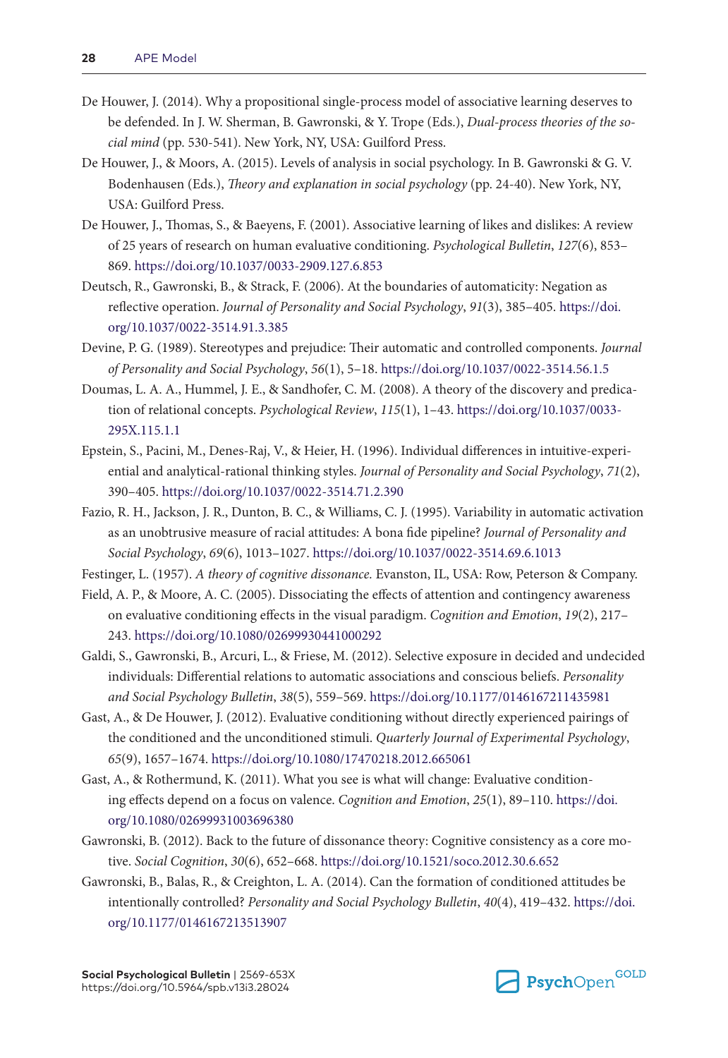De Houwer, J. (2014). Why a propositional single-process model of associative learning deserves to be defended. In J. W. Sherman, B. Gawronski, & Y. Trope (Eds.), *Dual-process theories of the social mind* (pp. 530-541). New York, NY, USA: Guilford Press.

De Houwer, J., & Moors, A. (2015). Levels of analysis in social psychology. In B. Gawronski & G. V. Bodenhausen (Eds.), *Theory and explanation in social psychology* (pp. 24-40). New York, NY, USA: Guilford Press.

De Houwer, J., Thomas, S., & Baeyens, F. (2001). Associative learning of likes and dislikes: A review of 25 years of research on human evaluative conditioning. *Psychological Bulletin*, *127*(6), 853–869. https://doi.org/10.1037/0033-2909.127.6.853

Deutsch, R., Gawronski, B., & Strack, F. (2006). At the boundaries of automaticity: Negation as reflective operation. *Journal of Personality and Social Psychology*, *91*(3), 385–405. https://doi.org/10.1037/0022-3514.91.3.385

Devine, P. G. (1989). Stereotypes and prejudice: Their automatic and controlled components. *Journal of Personality and Social Psychology*, *56*(1), 5–18. https://doi.org/10.1037/0022-3514.56.1.5

Doumas, L. A. A., Hummel, J. E., & Sandhofer, C. M. (2008). A theory of the discovery and predication of relational concepts. *Psychological Review*, *115*(1), 1–43. https://doi.org/10.1037/0033-295X.115.1.1

Epstein, S., Pacini, M., Denes-Raj, V., & Heier, H. (1996). Individual differences in intuitive-experiential and analytical-rational thinking styles. *Journal of Personality and Social Psychology*, *71*(2), 390–405. https://doi.org/10.1037/0022-3514.71.2.390

Fazio, R. H., Jackson, J. R., Dunton, B. C., & Williams, C. J. (1995). Variability in automatic activation as an unobtrusive measure of racial attitudes: A bona fide pipeline? *Journal of Personality and Social Psychology*, *69*(6), 1013–1027. https://doi.org/10.1037/0022-3514.69.6.1013

Festinger, L. (1957). *A theory of cognitive dissonance.* Evanston, IL, USA: Row, Peterson & Company.

Field, A. P., & Moore, A. C. (2005). Dissociating the effects of attention and contingency awareness on evaluative conditioning effects in the visual paradigm. *Cognition and Emotion*, *19*(2), 217–243. https://doi.org/10.1080/02699930441000292

Galdi, S., Gawronski, B., Arcuri, L., & Friese, M. (2012). Selective exposure in decided and undecided individuals: Differential relations to automatic associations and conscious beliefs. *Personality and Social Psychology Bulletin*, *38*(5), 559–569. https://doi.org/10.1177/0146167211435981

Gast, A., & De Houwer, J. (2012). Evaluative conditioning without directly experienced pairings of the conditioned and the unconditioned stimuli. *Quarterly Journal of Experimental Psychology*, *65*(9), 1657–1674. https://doi.org/10.1080/17470218.2012.665061

Gast, A., & Rothermund, K. (2011). What you see is what will change: Evaluative conditioning effects depend on a focus on valence. *Cognition and Emotion*, *25*(1), 89–110. https://doi.org/10.1080/02699931003696380

Gawronski, B. (2012). Back to the future of dissonance theory: Cognitive consistency as a core motive. *Social Cognition*, *30*(6), 652–668. https://doi.org/10.1521/soco.2012.30.6.652

Gawronski, B., Balas, R., & Creighton, L. A. (2014). Can the formation of conditioned attitudes be intentionally controlled? *Personality and Social Psychology Bulletin*, *40*(4), 419–432. https://doi.org/10.1177/0146167213513907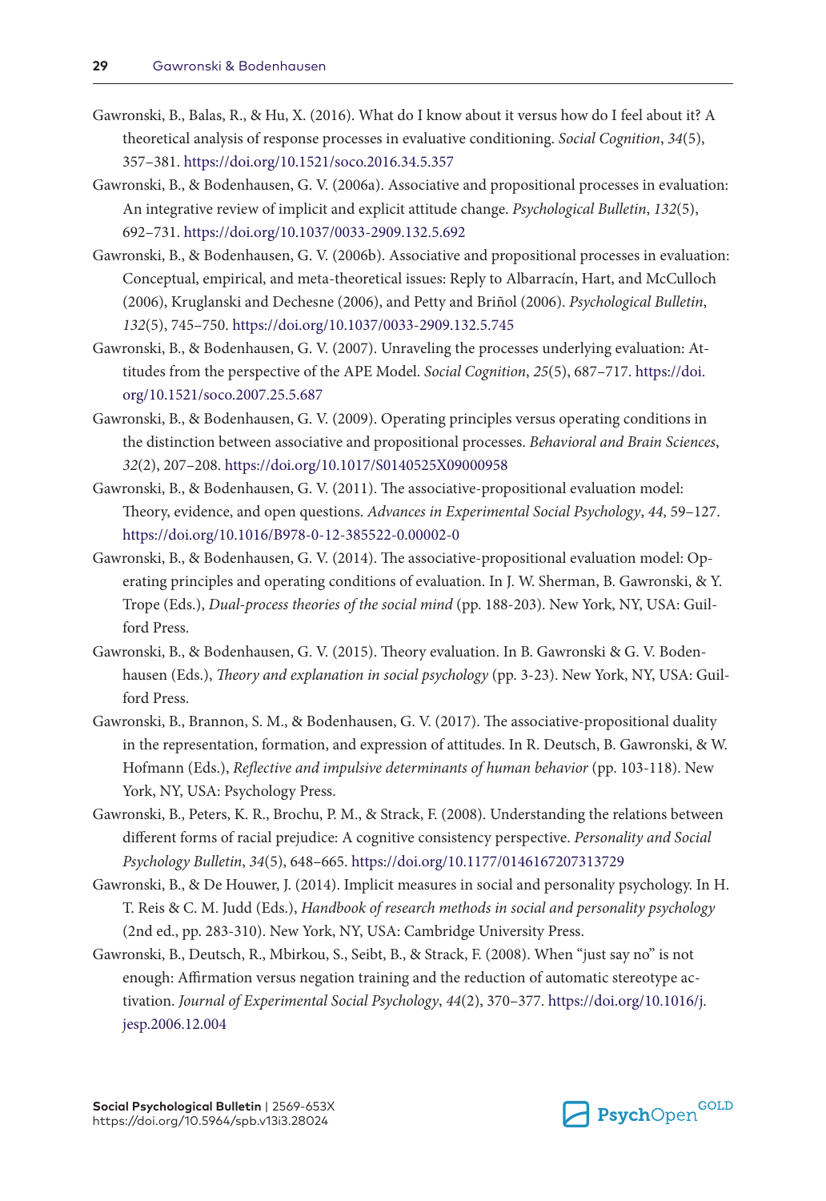Gawronski, B., Balas, R., & Hu, X. (2016). What do I know about it versus how do I feel about it? A theoretical analysis of response processes in evaluative conditioning. *Social Cognition*, *34*(5), 357–381. https://doi.org/10.1521/soco.2016.34.5.357

Gawronski, B., & Bodenhausen, G. V. (2006a). Associative and propositional processes in evaluation: An integrative review of implicit and explicit attitude change. *Psychological Bulletin*, *132*(5), 692–731. https://doi.org/10.1037/0033-2909.132.5.692

Gawronski, B., & Bodenhausen, G. V. (2006b). Associative and propositional processes in evaluation: Conceptual, empirical, and meta-theoretical issues: Reply to Albarracín, Hart, and McCulloch (2006), Kruglanski and Dechesne (2006), and Petty and Briñol (2006). *Psychological Bulletin*, *132*(5), 745–750. https://doi.org/10.1037/0033-2909.132.5.745

Gawronski, B., & Bodenhausen, G. V. (2007). Unraveling the processes underlying evaluation: Attitudes from the perspective of the APE Model. *Social Cognition*, *25*(5), 687–717. https://doi.org/10.1521/soco.2007.25.5.687

Gawronski, B., & Bodenhausen, G. V. (2009). Operating principles versus operating conditions in the distinction between associative and propositional processes. *Behavioral and Brain Sciences*, *32*(2), 207–208. https://doi.org/10.1017/S0140525X09000958

Gawronski, B., & Bodenhausen, G. V. (2011). The associative-propositional evaluation model: Theory, evidence, and open questions. *Advances in Experimental Social Psychology*, *44*, 59–127. https://doi.org/10.1016/B978-0-12-385522-0.00002-0

Gawronski, B., & Bodenhausen, G. V. (2014). The associative-propositional evaluation model: Operating principles and operating conditions of evaluation. In J. W. Sherman, B. Gawronski, & Y. Trope (Eds.), *Dual-process theories of the social mind* (pp. 188-203). New York, NY, USA: Guilford Press.

Gawronski, B., & Bodenhausen, G. V. (2015). Theory evaluation. In B. Gawronski & G. V. Bodenhausen (Eds.), *Theory and explanation in social psychology* (pp. 3-23). New York, NY, USA: Guilford Press.

Gawronski, B., Brannon, S. M., & Bodenhausen, G. V. (2017). The associative-propositional duality in the representation, formation, and expression of attitudes. In R. Deutsch, B. Gawronski, & W. Hofmann (Eds.), *Reflective and impulsive determinants of human behavior* (pp. 103-118). New York, NY, USA: Psychology Press.

Gawronski, B., Peters, K. R., Brochu, P. M., & Strack, F. (2008). Understanding the relations between different forms of racial prejudice: A cognitive consistency perspective. *Personality and Social Psychology Bulletin*, *34*(5), 648–665. https://doi.org/10.1177/0146167207313729

Gawronski, B., & De Houwer, J. (2014). Implicit measures in social and personality psychology. In H. T. Reis & C. M. Judd (Eds.), *Handbook of research methods in social and personality psychology* (2nd ed., pp. 283-310). New York, NY, USA: Cambridge University Press.

Gawronski, B., Deutsch, R., Mbirkou, S., Seibt, B., & Strack, F. (2008). When "just say no" is not enough: Affirmation versus negation training and the reduction of automatic stereotype activation. *Journal of Experimental Social Psychology*, *44*(2), 370–377. https://doi.org/10.1016/j.jesp.2006.12.004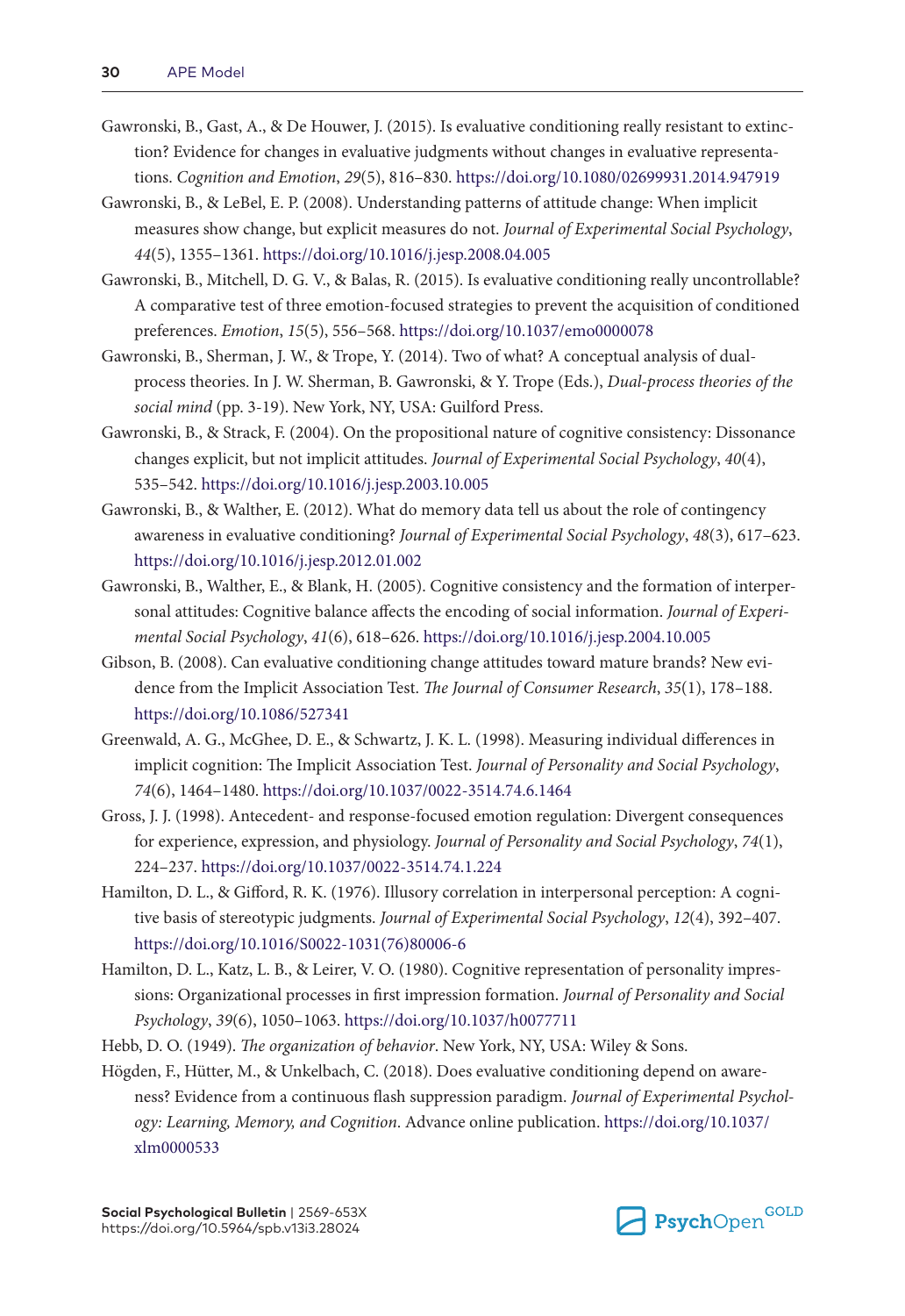Gawronski, B., Gast, A., & De Houwer, J. (2015). Is evaluative conditioning really resistant to extinction? Evidence for changes in evaluative judgments without changes in evaluative representations. *Cognition and Emotion*, *29*(5), 816–830. https://doi.org/10.1080/02699931.2014.947919

Gawronski, B., & LeBel, E. P. (2008). Understanding patterns of attitude change: When implicit measures show change, but explicit measures do not. *Journal of Experimental Social Psychology*, *44*(5), 1355–1361. https://doi.org/10.1016/j.jesp.2008.04.005

Gawronski, B., Mitchell, D. G. V., & Balas, R. (2015). Is evaluative conditioning really uncontrollable? A comparative test of three emotion-focused strategies to prevent the acquisition of conditioned preferences. *Emotion*, *15*(5), 556–568. https://doi.org/10.1037/emo0000078

Gawronski, B., Sherman, J. W., & Trope, Y. (2014). Two of what? A conceptual analysis of dual-process theories. In J. W. Sherman, B. Gawronski, & Y. Trope (Eds.), *Dual-process theories of the social mind* (pp. 3-19). New York, NY, USA: Guilford Press.

Gawronski, B., & Strack, F. (2004). On the propositional nature of cognitive consistency: Dissonance changes explicit, but not implicit attitudes. *Journal of Experimental Social Psychology*, *40*(4), 535–542. https://doi.org/10.1016/j.jesp.2003.10.005

Gawronski, B., & Walther, E. (2012). What do memory data tell us about the role of contingency awareness in evaluative conditioning? *Journal of Experimental Social Psychology*, *48*(3), 617–623. https://doi.org/10.1016/j.jesp.2012.01.002

Gawronski, B., Walther, E., & Blank, H. (2005). Cognitive consistency and the formation of interpersonal attitudes: Cognitive balance affects the encoding of social information. *Journal of Experimental Social Psychology*, *41*(6), 618–626. https://doi.org/10.1016/j.jesp.2004.10.005

Gibson, B. (2008). Can evaluative conditioning change attitudes toward mature brands? New evidence from the Implicit Association Test. *The Journal of Consumer Research*, *35*(1), 178–188. https://doi.org/10.1086/527341

Greenwald, A. G., McGhee, D. E., & Schwartz, J. K. L. (1998). Measuring individual differences in implicit cognition: The Implicit Association Test. *Journal of Personality and Social Psychology*, *74*(6), 1464–1480. https://doi.org/10.1037/0022-3514.74.6.1464

Gross, J. J. (1998). Antecedent- and response-focused emotion regulation: Divergent consequences for experience, expression, and physiology. *Journal of Personality and Social Psychology*, *74*(1), 224–237. https://doi.org/10.1037/0022-3514.74.1.224

Hamilton, D. L., & Gifford, R. K. (1976). Illusory correlation in interpersonal perception: A cognitive basis of stereotypic judgments. *Journal of Experimental Social Psychology*, *12*(4), 392–407. https://doi.org/10.1016/S0022-1031(76)80006-6

Hamilton, D. L., Katz, L. B., & Leirer, V. O. (1980). Cognitive representation of personality impressions: Organizational processes in first impression formation. *Journal of Personality and Social Psychology*, *39*(6), 1050–1063. https://doi.org/10.1037/h0077711

Hebb, D. O. (1949). *The organization of behavior*. New York, NY, USA: Wiley & Sons.

Högden, F., Hütter, M., & Unkelbach, C. (2018). Does evaluative conditioning depend on awareness? Evidence from a continuous flash suppression paradigm. *Journal of Experimental Psychology: Learning, Memory, and Cognition*. Advance online publication. https://doi.org/10.1037/xlm0000533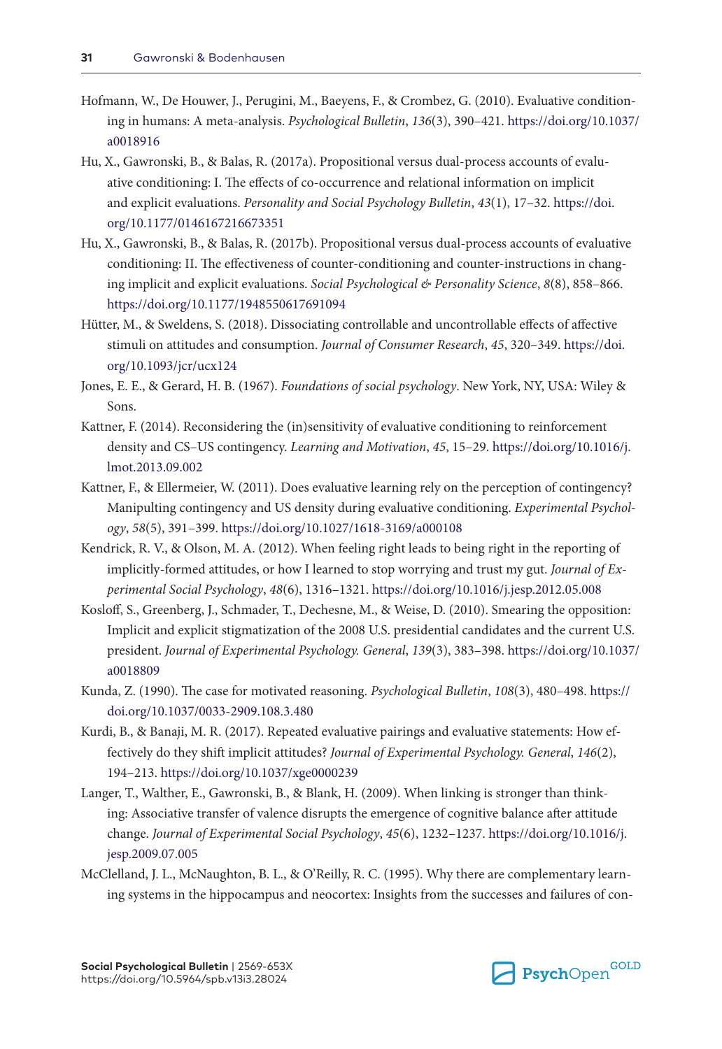Hofmann, W., De Houwer, J., Perugini, M., Baeyens, F., & Crombez, G. (2010). Evaluative conditioning in humans: A meta-analysis. *Psychological Bulletin*, *136*(3), 390–421. https://doi.org/10.1037/a0018916

Hu, X., Gawronski, B., & Balas, R. (2017a). Propositional versus dual-process accounts of evaluative conditioning: I. The effects of co-occurrence and relational information on implicit and explicit evaluations. *Personality and Social Psychology Bulletin*, *43*(1), 17–32. https://doi.org/10.1177/0146167216673351

Hu, X., Gawronski, B., & Balas, R. (2017b). Propositional versus dual-process accounts of evaluative conditioning: II. The effectiveness of counter-conditioning and counter-instructions in changing implicit and explicit evaluations. *Social Psychological & Personality Science*, *8*(8), 858–866. https://doi.org/10.1177/1948550617691094

Hütter, M., & Sweldens, S. (2018). Dissociating controllable and uncontrollable effects of affective stimuli on attitudes and consumption. *Journal of Consumer Research*, *45*, 320–349. https://doi.org/10.1093/jcr/ucx124

Jones, E. E., & Gerard, H. B. (1967). *Foundations of social psychology*. New York, NY, USA: Wiley & Sons.

Kattner, F. (2014). Reconsidering the (in)sensitivity of evaluative conditioning to reinforcement density and CS–US contingency. *Learning and Motivation*, *45*, 15–29. https://doi.org/10.1016/j.lmot.2013.09.002

Kattner, F., & Ellermeier, W. (2011). Does evaluative learning rely on the perception of contingency? Manipulting contingency and US density during evaluative conditioning. *Experimental Psychology*, *58*(5), 391–399. https://doi.org/10.1027/1618-3169/a000108

Kendrick, R. V., & Olson, M. A. (2012). When feeling right leads to being right in the reporting of implicitly-formed attitudes, or how I learned to stop worrying and trust my gut. *Journal of Experimental Social Psychology*, *48*(6), 1316–1321. https://doi.org/10.1016/j.jesp.2012.05.008

Kosloff, S., Greenberg, J., Schmader, T., Dechesne, M., & Weise, D. (2010). Smearing the opposition: Implicit and explicit stigmatization of the 2008 U.S. presidential candidates and the current U.S. president. *Journal of Experimental Psychology. General*, *139*(3), 383–398. https://doi.org/10.1037/a0018809

Kunda, Z. (1990). The case for motivated reasoning. *Psychological Bulletin*, *108*(3), 480–498. https://doi.org/10.1037/0033-2909.108.3.480

Kurdi, B., & Banaji, M. R. (2017). Repeated evaluative pairings and evaluative statements: How effectively do they shift implicit attitudes? *Journal of Experimental Psychology. General*, *146*(2), 194–213. https://doi.org/10.1037/xge0000239

Langer, T., Walther, E., Gawronski, B., & Blank, H. (2009). When linking is stronger than thinking: Associative transfer of valence disrupts the emergence of cognitive balance after attitude change. *Journal of Experimental Social Psychology*, *45*(6), 1232–1237. https://doi.org/10.1016/j.jesp.2009.07.005

McClelland, J. L., McNaughton, B. L., & O'Reilly, R. C. (1995). Why there are complementary learning systems in the hippocampus and neocortex: Insights from the successes and failures of con-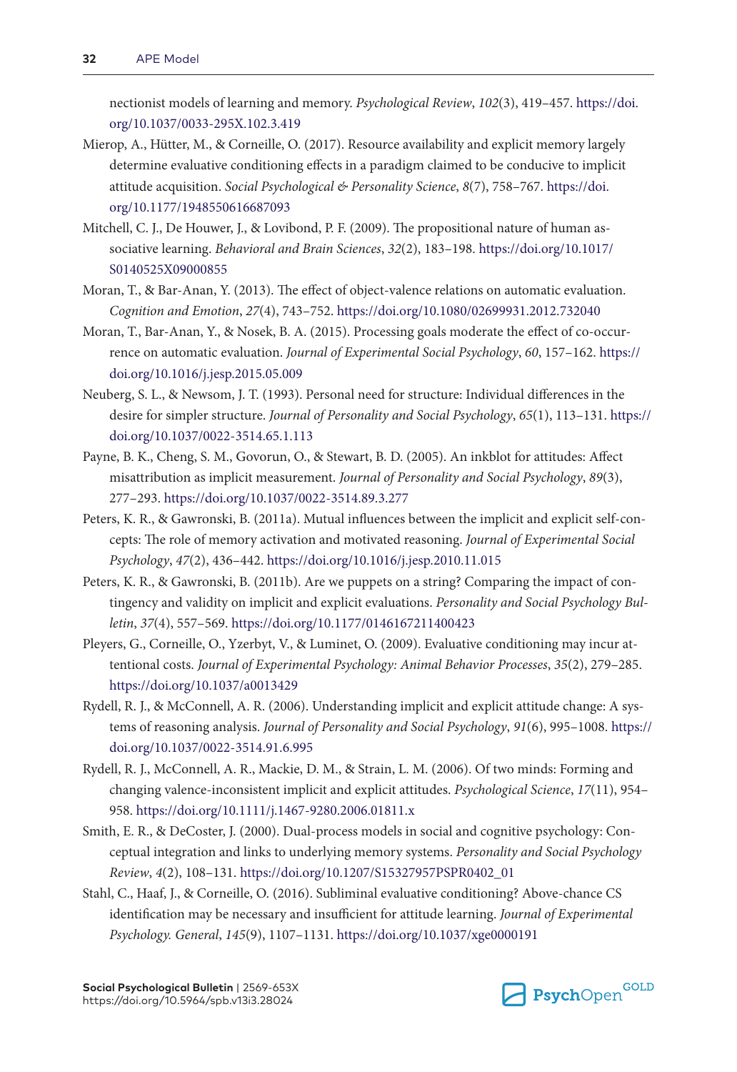nectionist models of learning and memory. *Psychological Review*, *102*(3), 419–457. https://doi.org/10.1037/0033-295X.102.3.419

Mierop, A., Hütter, M., & Corneille, O. (2017). Resource availability and explicit memory largely determine evaluative conditioning effects in a paradigm claimed to be conducive to implicit attitude acquisition. *Social Psychological & Personality Science*, *8*(7), 758–767. https://doi.org/10.1177/1948550616687093

Mitchell, C. J., De Houwer, J., & Lovibond, P. F. (2009). The propositional nature of human associative learning. *Behavioral and Brain Sciences*, *32*(2), 183–198. https://doi.org/10.1017/S0140525X09000855

Moran, T., & Bar-Anan, Y. (2013). The effect of object-valence relations on automatic evaluation. *Cognition and Emotion*, *27*(4), 743–752. https://doi.org/10.1080/02699931.2012.732040

Moran, T., Bar-Anan, Y., & Nosek, B. A. (2015). Processing goals moderate the effect of co-occurrence on automatic evaluation. *Journal of Experimental Social Psychology*, *60*, 157–162. https://doi.org/10.1016/j.jesp.2015.05.009

Neuberg, S. L., & Newsom, J. T. (1993). Personal need for structure: Individual differences in the desire for simpler structure. *Journal of Personality and Social Psychology*, *65*(1), 113–131. https://doi.org/10.1037/0022-3514.65.1.113

Payne, B. K., Cheng, S. M., Govorun, O., & Stewart, B. D. (2005). An inkblot for attitudes: Affect misattribution as implicit measurement. *Journal of Personality and Social Psychology*, *89*(3), 277–293. https://doi.org/10.1037/0022-3514.89.3.277

Peters, K. R., & Gawronski, B. (2011a). Mutual influences between the implicit and explicit self-concepts: The role of memory activation and motivated reasoning. *Journal of Experimental Social Psychology*, *47*(2), 436–442. https://doi.org/10.1016/j.jesp.2010.11.015

Peters, K. R., & Gawronski, B. (2011b). Are we puppets on a string? Comparing the impact of contingency and validity on implicit and explicit evaluations. *Personality and Social Psychology Bulletin*, *37*(4), 557–569. https://doi.org/10.1177/0146167211400423

Pleyers, G., Corneille, O., Yzerbyt, V., & Luminet, O. (2009). Evaluative conditioning may incur attentional costs. *Journal of Experimental Psychology: Animal Behavior Processes*, *35*(2), 279–285. https://doi.org/10.1037/a0013429

Rydell, R. J., & McConnell, A. R. (2006). Understanding implicit and explicit attitude change: A systems of reasoning analysis. *Journal of Personality and Social Psychology*, *91*(6), 995–1008. https://doi.org/10.1037/0022-3514.91.6.995

Rydell, R. J., McConnell, A. R., Mackie, D. M., & Strain, L. M. (2006). Of two minds: Forming and changing valence-inconsistent implicit and explicit attitudes. *Psychological Science*, *17*(11), 954–958. https://doi.org/10.1111/j.1467-9280.2006.01811.x

Smith, E. R., & DeCoster, J. (2000). Dual-process models in social and cognitive psychology: Conceptual integration and links to underlying memory systems. *Personality and Social Psychology Review*, *4*(2), 108–131. https://doi.org/10.1207/S15327957PSPR0402_01

Stahl, C., Haaf, J., & Corneille, O. (2016). Subliminal evaluative conditioning? Above-chance CS identification may be necessary and insufficient for attitude learning. *Journal of Experimental Psychology. General*, *145*(9), 1107–1131. https://doi.org/10.1037/xge0000191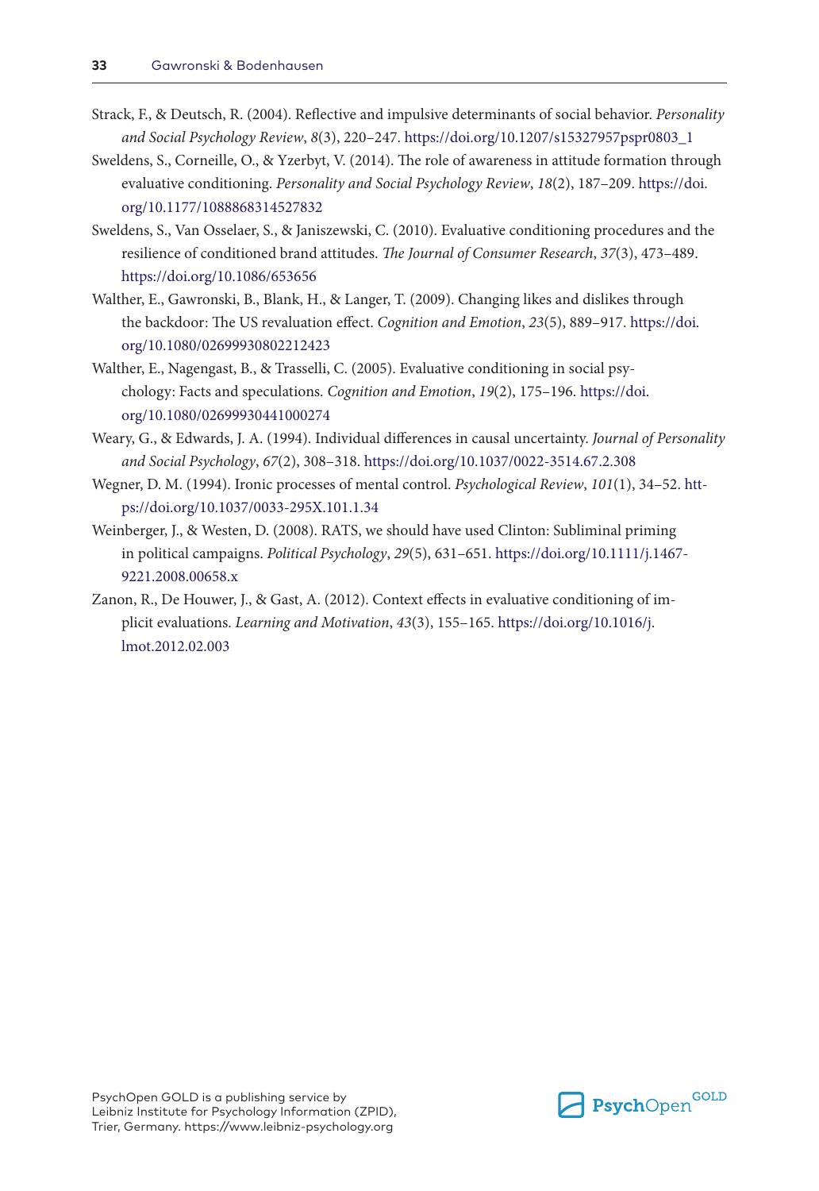Strack, F., & Deutsch, R. (2004). Reflective and impulsive determinants of social behavior. *Personality and Social Psychology Review*, *8*(3), 220–247. https://doi.org/10.1207/s15327957pspr0803_1

Sweldens, S., Corneille, O., & Yzerbyt, V. (2014). The role of awareness in attitude formation through evaluative conditioning. *Personality and Social Psychology Review*, *18*(2), 187–209. https://doi.org/10.1177/1088868314527832

Sweldens, S., Van Osselaer, S., & Janiszewski, C. (2010). Evaluative conditioning procedures and the resilience of conditioned brand attitudes. *The Journal of Consumer Research*, *37*(3), 473–489. https://doi.org/10.1086/653656

Walther, E., Gawronski, B., Blank, H., & Langer, T. (2009). Changing likes and dislikes through the backdoor: The US revaluation effect. *Cognition and Emotion*, *23*(5), 889–917. https://doi.org/10.1080/02699930802212423

Walther, E., Nagengast, B., & Trasselli, C. (2005). Evaluative conditioning in social psychology: Facts and speculations. *Cognition and Emotion*, *19*(2), 175–196. https://doi.org/10.1080/02699930441000274

Weary, G., & Edwards, J. A. (1994). Individual differences in causal uncertainty. *Journal of Personality and Social Psychology*, *67*(2), 308–318. https://doi.org/10.1037/0022-3514.67.2.308

Wegner, D. M. (1994). Ironic processes of mental control. *Psychological Review*, *101*(1), 34–52. https://doi.org/10.1037/0033-295X.101.1.34

Weinberger, J., & Westen, D. (2008). RATS, we should have used Clinton: Subliminal priming in political campaigns. *Political Psychology*, *29*(5), 631–651. https://doi.org/10.1111/j.1467-9221.2008.00658.x

Zanon, R., De Houwer, J., & Gast, A. (2012). Context effects in evaluative conditioning of implicit evaluations. *Learning and Motivation*, *43*(3), 155–165. https://doi.org/10.1016/j.lmot.2012.02.003

PsychOpen GOLD is a publishing service by Leibniz Institute for Psychology Information (ZPID), Trier, Germany. https://www.leibniz-psychology.org